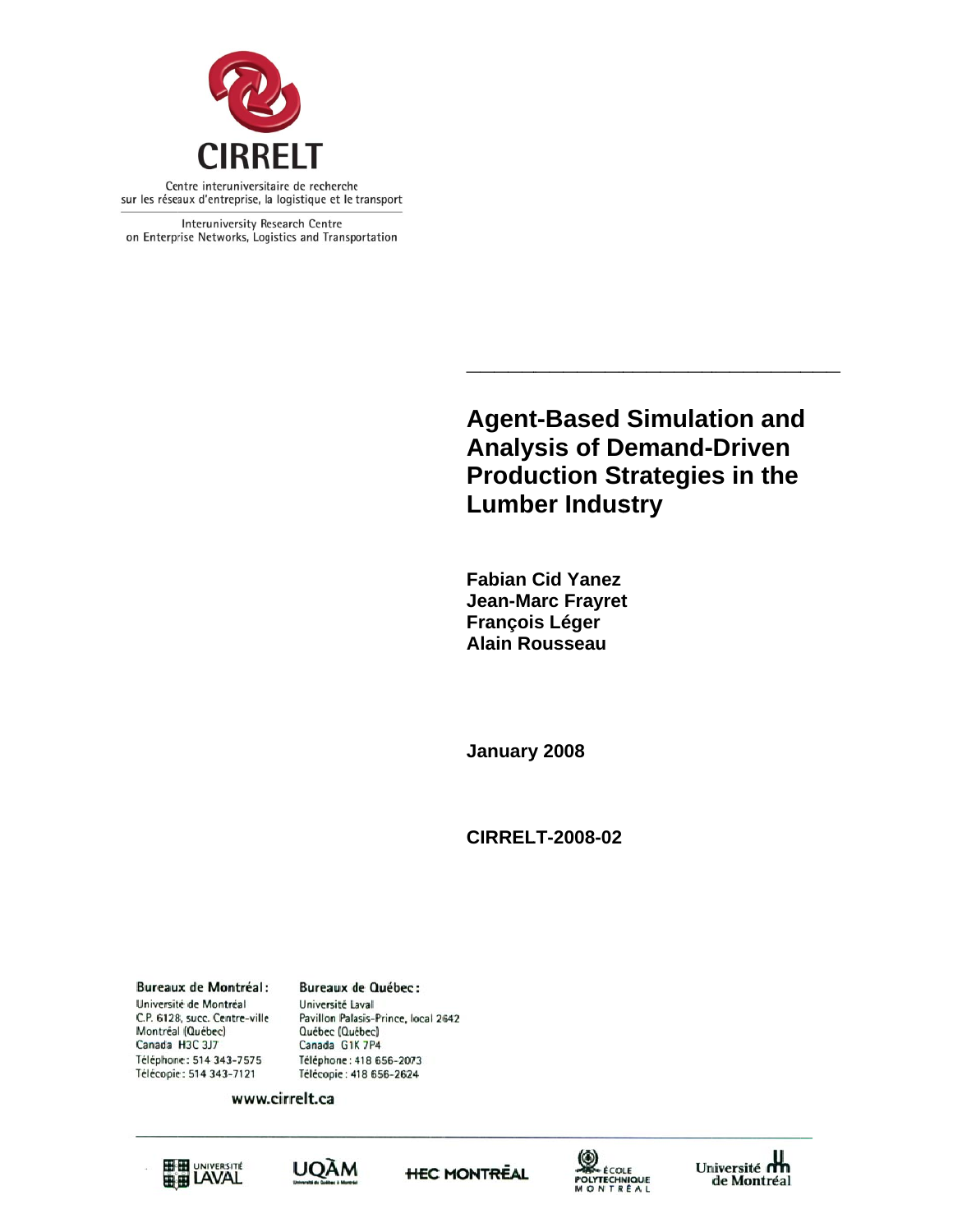CIRRELT

Centre interuniversitaire de recherche sur les réseaux d'entreprise, la logistique et le transport

Interuniversity Research Centre on Enterprise Networks, Logistics and Transportation

# Agent-Based Simulation and Analysis of Demand-Driven Production Strategies in the Lumber Industry

**Fabian Cid Yanez**
**Jean-Marc Frayret**
**François Léger**
**Alain Rousseau**

**January 2008**

**CIRRELT-2008-02**

**Bureaux de Montréal :**
Université de Montréal
C.P. 6128, succ. Centre-ville
Montréal (Québec)
Canada H3C 3J7
Téléphone : 514 343-7575
Télécopie : 514 343-7121

**Bureaux de Québec :**
Université Laval
Pavillon Palasis-Prince, local 2642
Québec (Québec)
Canada G1K 7P4
Téléphone : 418 656-2073
Télécopie : 418 656-2624

www.cirrelt.ca

Université Laval · UQÀM · HEC Montréal · École Polytechnique Montréal · Université de Montréal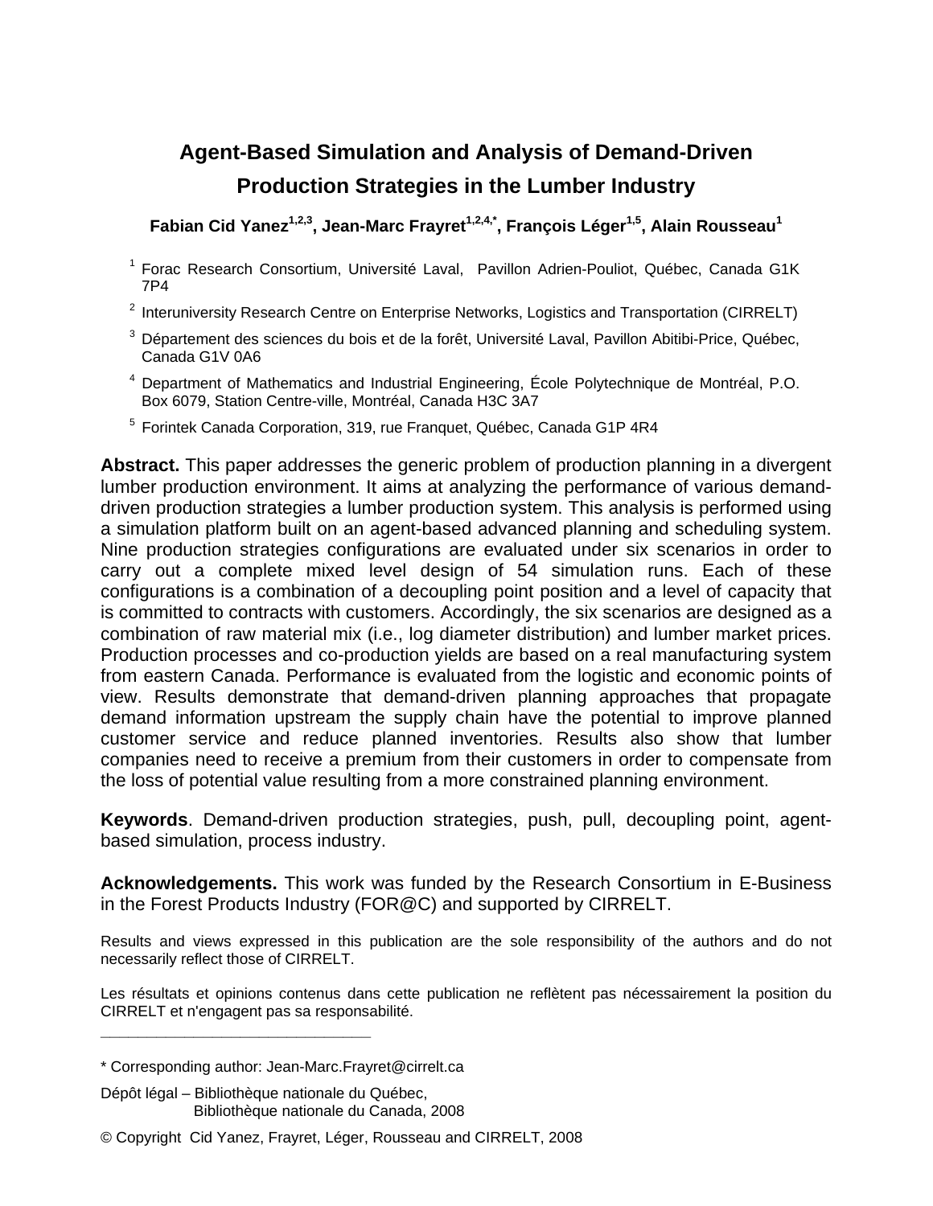# Agent-Based Simulation and Analysis of Demand-Driven Production Strategies in the Lumber Industry

**Fabian Cid Yanez[1,2,3], Jean-Marc Frayret[1,2,4,*], François Léger[1,5], Alain Rousseau[1]**

[1] Forac Research Consortium, Université Laval, Pavillon Adrien-Pouliot, Québec, Canada G1K 7P4

[2] Interuniversity Research Centre on Enterprise Networks, Logistics and Transportation (CIRRELT)

[3] Département des sciences du bois et de la forêt, Université Laval, Pavillon Abitibi-Price, Québec, Canada G1V 0A6

[4] Department of Mathematics and Industrial Engineering, École Polytechnique de Montréal, P.O. Box 6079, Station Centre-ville, Montréal, Canada H3C 3A7

[5] Forintek Canada Corporation, 319, rue Franquet, Québec, Canada G1P 4R4

**Abstract.** This paper addresses the generic problem of production planning in a divergent lumber production environment. It aims at analyzing the performance of various demand-driven production strategies a lumber production system. This analysis is performed using a simulation platform built on an agent-based advanced planning and scheduling system. Nine production strategies configurations are evaluated under six scenarios in order to carry out a complete mixed level design of 54 simulation runs. Each of these configurations is a combination of a decoupling point position and a level of capacity that is committed to contracts with customers. Accordingly, the six scenarios are designed as a combination of raw material mix (i.e., log diameter distribution) and lumber market prices. Production processes and co-production yields are based on a real manufacturing system from eastern Canada. Performance is evaluated from the logistic and economic points of view. Results demonstrate that demand-driven planning approaches that propagate demand information upstream the supply chain have the potential to improve planned customer service and reduce planned inventories. Results also show that lumber companies need to receive a premium from their customers in order to compensate from the loss of potential value resulting from a more constrained planning environment.

**Keywords**. Demand-driven production strategies, push, pull, decoupling point, agent-based simulation, process industry.

**Acknowledgements.** This work was funded by the Research Consortium in E-Business in the Forest Products Industry (FOR@C) and supported by CIRRELT.

Results and views expressed in this publication are the sole responsibility of the authors and do not necessarily reflect those of CIRRELT.

Les résultats et opinions contenus dans cette publication ne reflètent pas nécessairement la position du CIRRELT et n'engagent pas sa responsabilité.

---

\* Corresponding author: Jean-Marc.Frayret@cirrelt.ca

Dépôt légal – Bibliothèque nationale du Québec,
Bibliothèque nationale du Canada, 2008

© Copyright Cid Yanez, Frayret, Léger, Rousseau and CIRRELT, 2008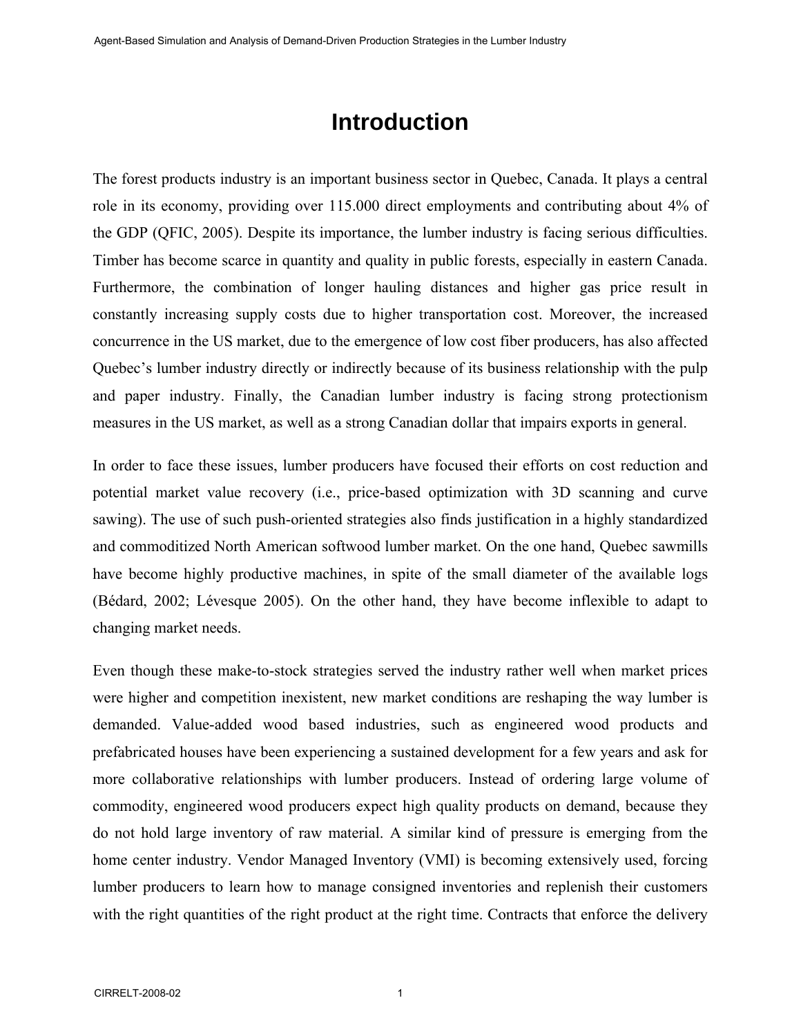# Introduction

The forest products industry is an important business sector in Quebec, Canada. It plays a central role in its economy, providing over 115.000 direct employments and contributing about 4% of the GDP (QFIC, 2005). Despite its importance, the lumber industry is facing serious difficulties. Timber has become scarce in quantity and quality in public forests, especially in eastern Canada. Furthermore, the combination of longer hauling distances and higher gas price result in constantly increasing supply costs due to higher transportation cost. Moreover, the increased concurrence in the US market, due to the emergence of low cost fiber producers, has also affected Quebec's lumber industry directly or indirectly because of its business relationship with the pulp and paper industry. Finally, the Canadian lumber industry is facing strong protectionism measures in the US market, as well as a strong Canadian dollar that impairs exports in general.

In order to face these issues, lumber producers have focused their efforts on cost reduction and potential market value recovery (i.e., price-based optimization with 3D scanning and curve sawing). The use of such push-oriented strategies also finds justification in a highly standardized and commoditized North American softwood lumber market. On the one hand, Quebec sawmills have become highly productive machines, in spite of the small diameter of the available logs (Bédard, 2002; Lévesque 2005). On the other hand, they have become inflexible to adapt to changing market needs.

Even though these make-to-stock strategies served the industry rather well when market prices were higher and competition inexistent, new market conditions are reshaping the way lumber is demanded. Value-added wood based industries, such as engineered wood products and prefabricated houses have been experiencing a sustained development for a few years and ask for more collaborative relationships with lumber producers. Instead of ordering large volume of commodity, engineered wood producers expect high quality products on demand, because they do not hold large inventory of raw material. A similar kind of pressure is emerging from the home center industry. Vendor Managed Inventory (VMI) is becoming extensively used, forcing lumber producers to learn how to manage consigned inventories and replenish their customers with the right quantities of the right product at the right time. Contracts that enforce the delivery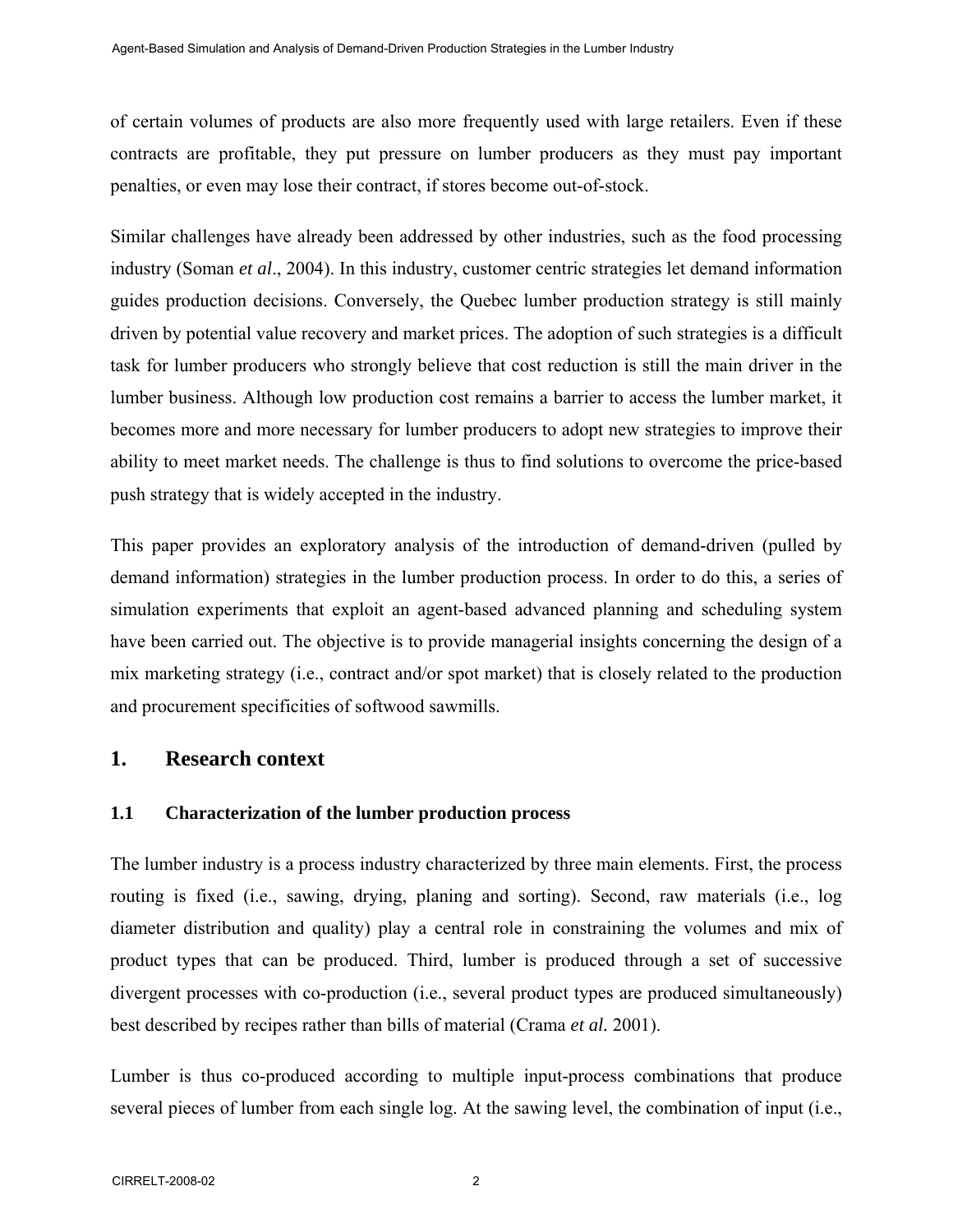of certain volumes of products are also more frequently used with large retailers. Even if these contracts are profitable, they put pressure on lumber producers as they must pay important penalties, or even may lose their contract, if stores become out-of-stock.

Similar challenges have already been addressed by other industries, such as the food processing industry (Soman *et al*., 2004). In this industry, customer centric strategies let demand information guides production decisions. Conversely, the Quebec lumber production strategy is still mainly driven by potential value recovery and market prices. The adoption of such strategies is a difficult task for lumber producers who strongly believe that cost reduction is still the main driver in the lumber business. Although low production cost remains a barrier to access the lumber market, it becomes more and more necessary for lumber producers to adopt new strategies to improve their ability to meet market needs. The challenge is thus to find solutions to overcome the price-based push strategy that is widely accepted in the industry.

This paper provides an exploratory analysis of the introduction of demand-driven (pulled by demand information) strategies in the lumber production process. In order to do this, a series of simulation experiments that exploit an agent-based advanced planning and scheduling system have been carried out. The objective is to provide managerial insights concerning the design of a mix marketing strategy (i.e., contract and/or spot market) that is closely related to the production and procurement specificities of softwood sawmills.

## 1. Research context

### 1.1 Characterization of the lumber production process

The lumber industry is a process industry characterized by three main elements. First, the process routing is fixed (i.e., sawing, drying, planing and sorting). Second, raw materials (i.e., log diameter distribution and quality) play a central role in constraining the volumes and mix of product types that can be produced. Third, lumber is produced through a set of successive divergent processes with co-production (i.e., several product types are produced simultaneously) best described by recipes rather than bills of material (Crama *et al.* 2001).

Lumber is thus co-produced according to multiple input-process combinations that produce several pieces of lumber from each single log. At the sawing level, the combination of input (i.e.,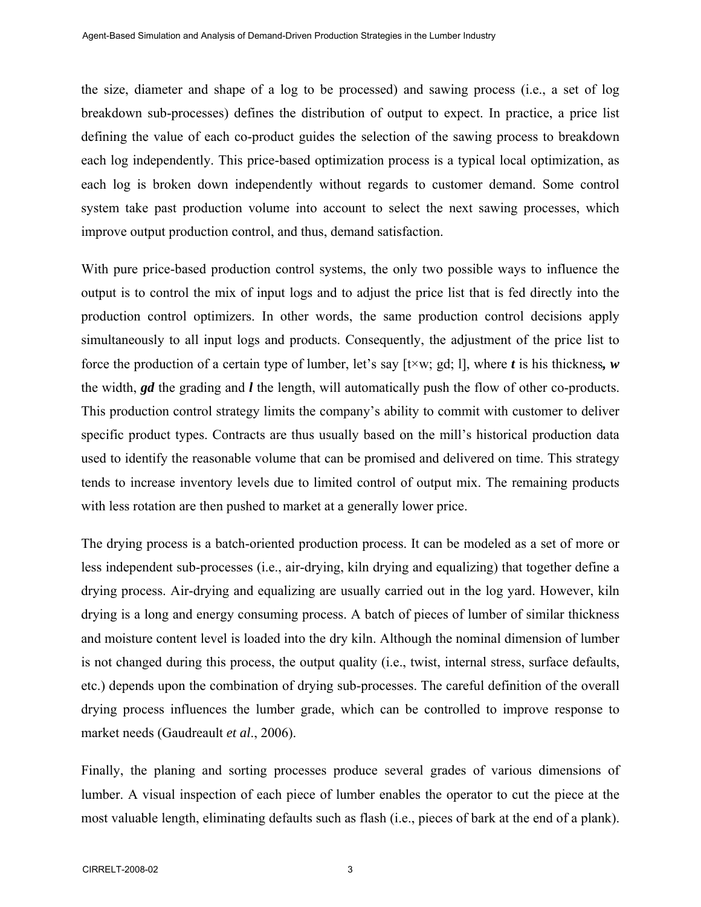the size, diameter and shape of a log to be processed) and sawing process (i.e., a set of log breakdown sub-processes) defines the distribution of output to expect. In practice, a price list defining the value of each co-product guides the selection of the sawing process to breakdown each log independently. This price-based optimization process is a typical local optimization, as each log is broken down independently without regards to customer demand. Some control system take past production volume into account to select the next sawing processes, which improve output production control, and thus, demand satisfaction.

With pure price-based production control systems, the only two possible ways to influence the output is to control the mix of input logs and to adjust the price list that is fed directly into the production control optimizers. In other words, the same production control decisions apply simultaneously to all input logs and products. Consequently, the adjustment of the price list to force the production of a certain type of lumber, let's say [t×w; gd; l], where ***t*** is his thickness***, w*** the width, ***gd*** the grading and ***l*** the length, will automatically push the flow of other co-products. This production control strategy limits the company's ability to commit with customer to deliver specific product types. Contracts are thus usually based on the mill's historical production data used to identify the reasonable volume that can be promised and delivered on time. This strategy tends to increase inventory levels due to limited control of output mix. The remaining products with less rotation are then pushed to market at a generally lower price.

The drying process is a batch-oriented production process. It can be modeled as a set of more or less independent sub-processes (i.e., air-drying, kiln drying and equalizing) that together define a drying process. Air-drying and equalizing are usually carried out in the log yard. However, kiln drying is a long and energy consuming process. A batch of pieces of lumber of similar thickness and moisture content level is loaded into the dry kiln. Although the nominal dimension of lumber is not changed during this process, the output quality (i.e., twist, internal stress, surface defaults, etc.) depends upon the combination of drying sub-processes. The careful definition of the overall drying process influences the lumber grade, which can be controlled to improve response to market needs (Gaudreault *et al*., 2006).

Finally, the planing and sorting processes produce several grades of various dimensions of lumber. A visual inspection of each piece of lumber enables the operator to cut the piece at the most valuable length, eliminating defaults such as flash (i.e., pieces of bark at the end of a plank).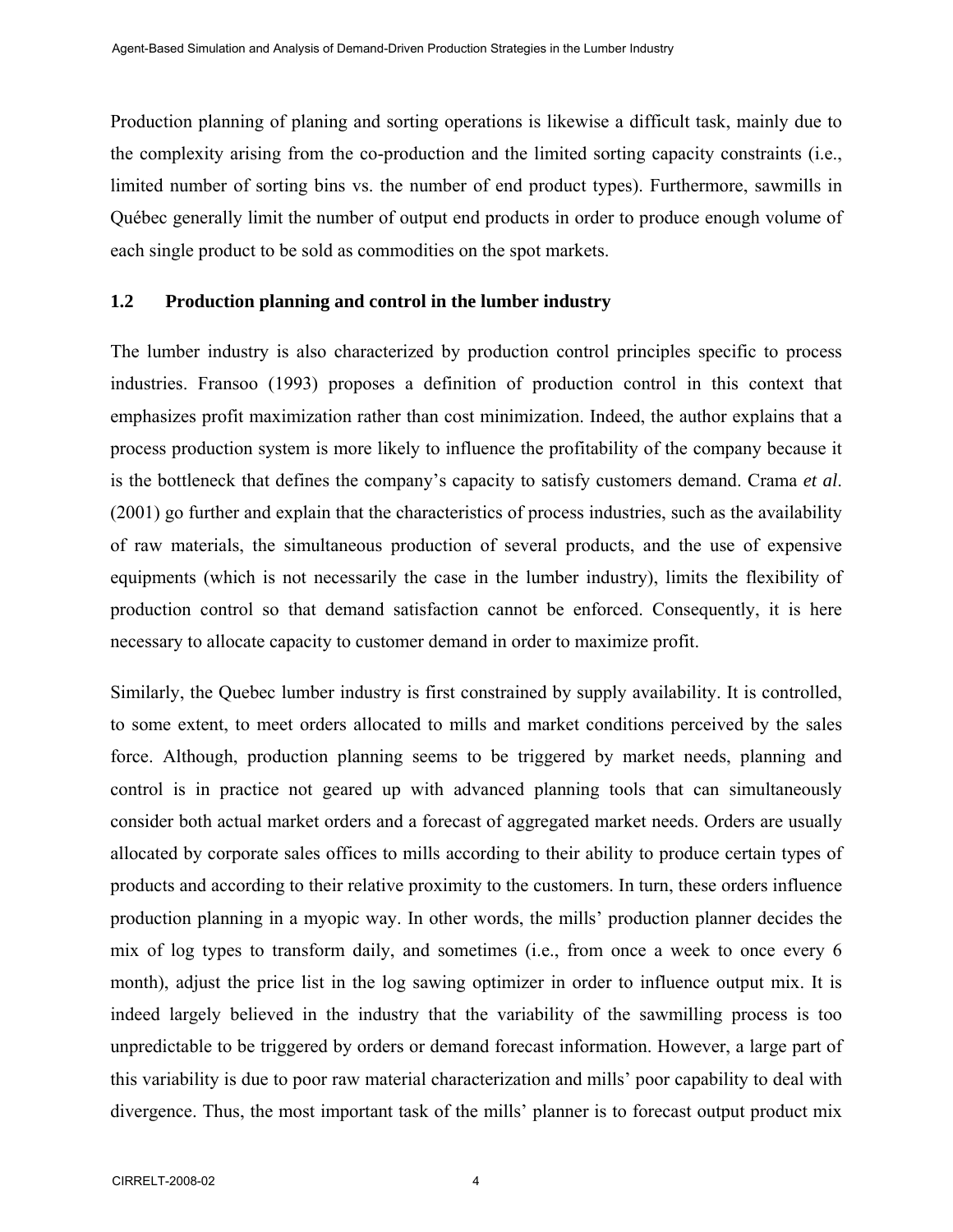Production planning of planing and sorting operations is likewise a difficult task, mainly due to the complexity arising from the co-production and the limited sorting capacity constraints (i.e., limited number of sorting bins vs. the number of end product types). Furthermore, sawmills in Québec generally limit the number of output end products in order to produce enough volume of each single product to be sold as commodities on the spot markets.

## 1.2 Production planning and control in the lumber industry

The lumber industry is also characterized by production control principles specific to process industries. Fransoo (1993) proposes a definition of production control in this context that emphasizes profit maximization rather than cost minimization. Indeed, the author explains that a process production system is more likely to influence the profitability of the company because it is the bottleneck that defines the company's capacity to satisfy customers demand. Crama *et al*. (2001) go further and explain that the characteristics of process industries, such as the availability of raw materials, the simultaneous production of several products, and the use of expensive equipments (which is not necessarily the case in the lumber industry), limits the flexibility of production control so that demand satisfaction cannot be enforced. Consequently, it is here necessary to allocate capacity to customer demand in order to maximize profit.

Similarly, the Quebec lumber industry is first constrained by supply availability. It is controlled, to some extent, to meet orders allocated to mills and market conditions perceived by the sales force. Although, production planning seems to be triggered by market needs, planning and control is in practice not geared up with advanced planning tools that can simultaneously consider both actual market orders and a forecast of aggregated market needs. Orders are usually allocated by corporate sales offices to mills according to their ability to produce certain types of products and according to their relative proximity to the customers. In turn, these orders influence production planning in a myopic way. In other words, the mills' production planner decides the mix of log types to transform daily, and sometimes (i.e., from once a week to once every 6 month), adjust the price list in the log sawing optimizer in order to influence output mix. It is indeed largely believed in the industry that the variability of the sawmilling process is too unpredictable to be triggered by orders or demand forecast information. However, a large part of this variability is due to poor raw material characterization and mills' poor capability to deal with divergence. Thus, the most important task of the mills' planner is to forecast output product mix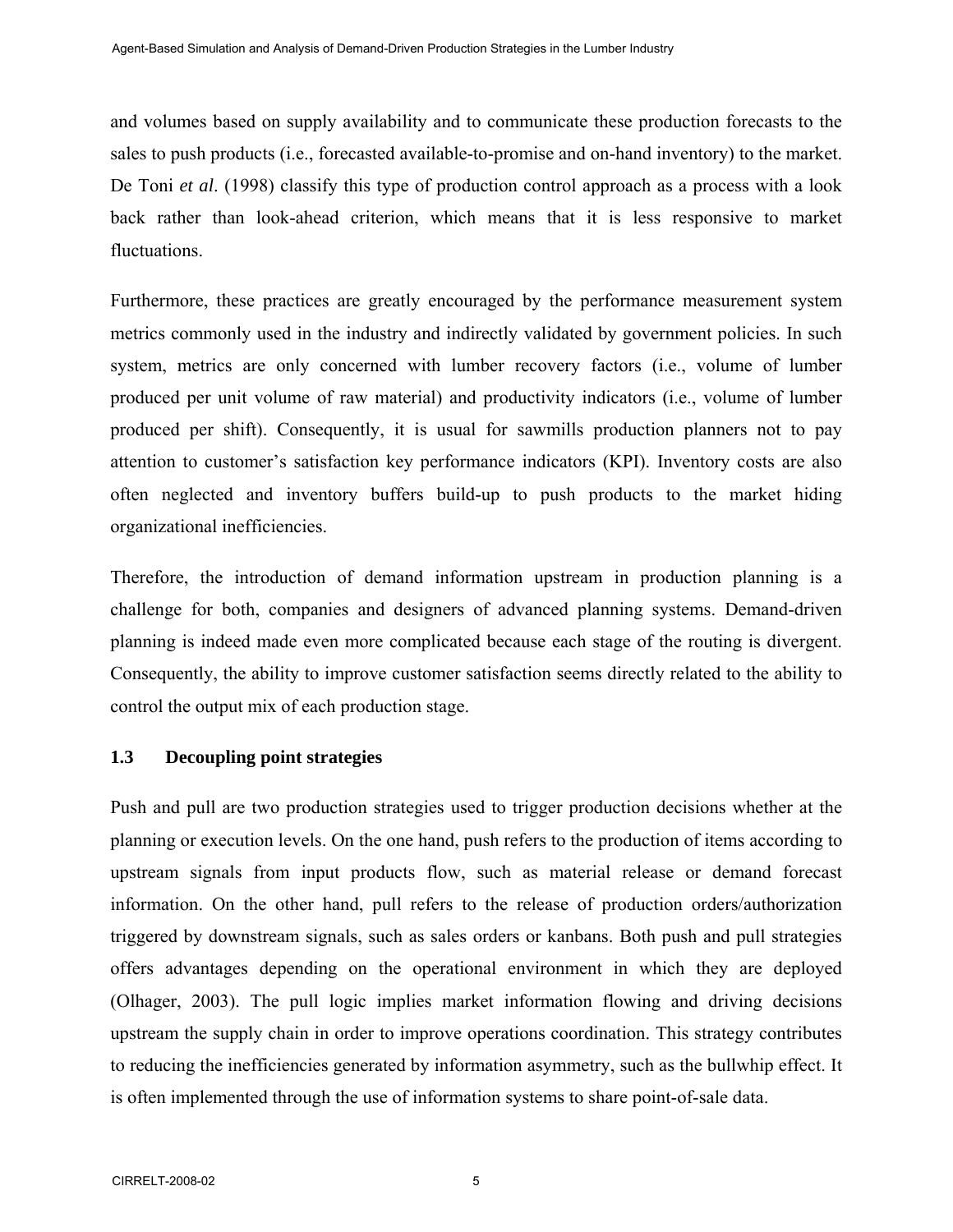and volumes based on supply availability and to communicate these production forecasts to the sales to push products (i.e., forecasted available-to-promise and on-hand inventory) to the market. De Toni *et al*. (1998) classify this type of production control approach as a process with a look back rather than look-ahead criterion, which means that it is less responsive to market fluctuations.

Furthermore, these practices are greatly encouraged by the performance measurement system metrics commonly used in the industry and indirectly validated by government policies. In such system, metrics are only concerned with lumber recovery factors (i.e., volume of lumber produced per unit volume of raw material) and productivity indicators (i.e., volume of lumber produced per shift). Consequently, it is usual for sawmills production planners not to pay attention to customer's satisfaction key performance indicators (KPI). Inventory costs are also often neglected and inventory buffers build-up to push products to the market hiding organizational inefficiencies.

Therefore, the introduction of demand information upstream in production planning is a challenge for both, companies and designers of advanced planning systems. Demand-driven planning is indeed made even more complicated because each stage of the routing is divergent. Consequently, the ability to improve customer satisfaction seems directly related to the ability to control the output mix of each production stage.

## 1.3 Decoupling point strategies

Push and pull are two production strategies used to trigger production decisions whether at the planning or execution levels. On the one hand, push refers to the production of items according to upstream signals from input products flow, such as material release or demand forecast information. On the other hand, pull refers to the release of production orders/authorization triggered by downstream signals, such as sales orders or kanbans. Both push and pull strategies offers advantages depending on the operational environment in which they are deployed (Olhager, 2003). The pull logic implies market information flowing and driving decisions upstream the supply chain in order to improve operations coordination. This strategy contributes to reducing the inefficiencies generated by information asymmetry, such as the bullwhip effect. It is often implemented through the use of information systems to share point-of-sale data.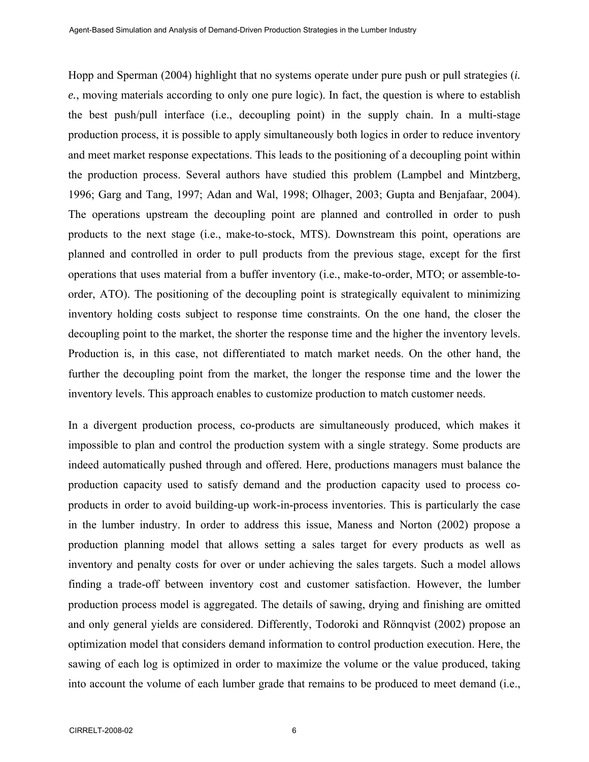Hopp and Sperman (2004) highlight that no systems operate under pure push or pull strategies (*i. e.*, moving materials according to only one pure logic). In fact, the question is where to establish the best push/pull interface (i.e., decoupling point) in the supply chain. In a multi-stage production process, it is possible to apply simultaneously both logics in order to reduce inventory and meet market response expectations. This leads to the positioning of a decoupling point within the production process. Several authors have studied this problem (Lampbel and Mintzberg, 1996; Garg and Tang, 1997; Adan and Wal, 1998; Olhager, 2003; Gupta and Benjafaar, 2004). The operations upstream the decoupling point are planned and controlled in order to push products to the next stage (i.e., make-to-stock, MTS). Downstream this point, operations are planned and controlled in order to pull products from the previous stage, except for the first operations that uses material from a buffer inventory (i.e., make-to-order, MTO; or assemble-to-order, ATO). The positioning of the decoupling point is strategically equivalent to minimizing inventory holding costs subject to response time constraints. On the one hand, the closer the decoupling point to the market, the shorter the response time and the higher the inventory levels. Production is, in this case, not differentiated to match market needs. On the other hand, the further the decoupling point from the market, the longer the response time and the lower the inventory levels. This approach enables to customize production to match customer needs.

In a divergent production process, co-products are simultaneously produced, which makes it impossible to plan and control the production system with a single strategy. Some products are indeed automatically pushed through and offered. Here, productions managers must balance the production capacity used to satisfy demand and the production capacity used to process co-products in order to avoid building-up work-in-process inventories. This is particularly the case in the lumber industry. In order to address this issue, Maness and Norton (2002) propose a production planning model that allows setting a sales target for every products as well as inventory and penalty costs for over or under achieving the sales targets. Such a model allows finding a trade-off between inventory cost and customer satisfaction. However, the lumber production process model is aggregated. The details of sawing, drying and finishing are omitted and only general yields are considered. Differently, Todoroki and Rönnqvist (2002) propose an optimization model that considers demand information to control production execution. Here, the sawing of each log is optimized in order to maximize the volume or the value produced, taking into account the volume of each lumber grade that remains to be produced to meet demand (i.e.,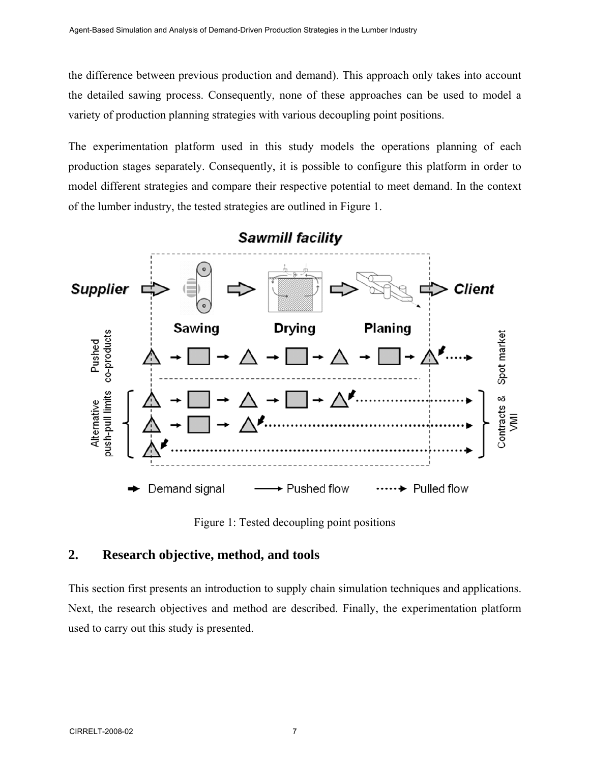the difference between previous production and demand). This approach only takes into account the detailed sawing process. Consequently, none of these approaches can be used to model a variety of production planning strategies with various decoupling point positions.

The experimentation platform used in this study models the operations planning of each production stages separately. Consequently, it is possible to configure this platform in order to model different strategies and compare their respective potential to meet demand. In the context of the lumber industry, the tested strategies are outlined in Figure 1.

Figure 1: Tested decoupling point positions

## 2. Research objective, method, and tools

This section first presents an introduction to supply chain simulation techniques and applications. Next, the research objectives and method are described. Finally, the experimentation platform used to carry out this study is presented.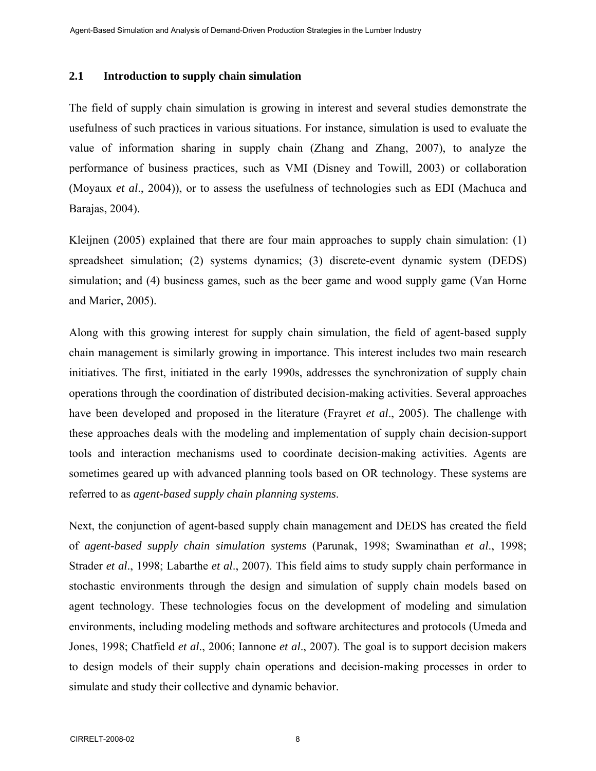## 2.1 Introduction to supply chain simulation

The field of supply chain simulation is growing in interest and several studies demonstrate the usefulness of such practices in various situations. For instance, simulation is used to evaluate the value of information sharing in supply chain (Zhang and Zhang, 2007), to analyze the performance of business practices, such as VMI (Disney and Towill, 2003) or collaboration (Moyaux *et al*., 2004)), or to assess the usefulness of technologies such as EDI (Machuca and Barajas, 2004).

Kleijnen (2005) explained that there are four main approaches to supply chain simulation: (1) spreadsheet simulation; (2) systems dynamics; (3) discrete-event dynamic system (DEDS) simulation; and (4) business games, such as the beer game and wood supply game (Van Horne and Marier, 2005).

Along with this growing interest for supply chain simulation, the field of agent-based supply chain management is similarly growing in importance. This interest includes two main research initiatives. The first, initiated in the early 1990s, addresses the synchronization of supply chain operations through the coordination of distributed decision-making activities. Several approaches have been developed and proposed in the literature (Frayret *et al*., 2005). The challenge with these approaches deals with the modeling and implementation of supply chain decision-support tools and interaction mechanisms used to coordinate decision-making activities. Agents are sometimes geared up with advanced planning tools based on OR technology. These systems are referred to as *agent-based supply chain planning systems*.

Next, the conjunction of agent-based supply chain management and DEDS has created the field of *agent-based supply chain simulation systems* (Parunak, 1998; Swaminathan *et al*., 1998; Strader *et al*., 1998; Labarthe *et al*., 2007). This field aims to study supply chain performance in stochastic environments through the design and simulation of supply chain models based on agent technology. These technologies focus on the development of modeling and simulation environments, including modeling methods and software architectures and protocols (Umeda and Jones, 1998; Chatfield *et al*., 2006; Iannone *et al*., 2007). The goal is to support decision makers to design models of their supply chain operations and decision-making processes in order to simulate and study their collective and dynamic behavior.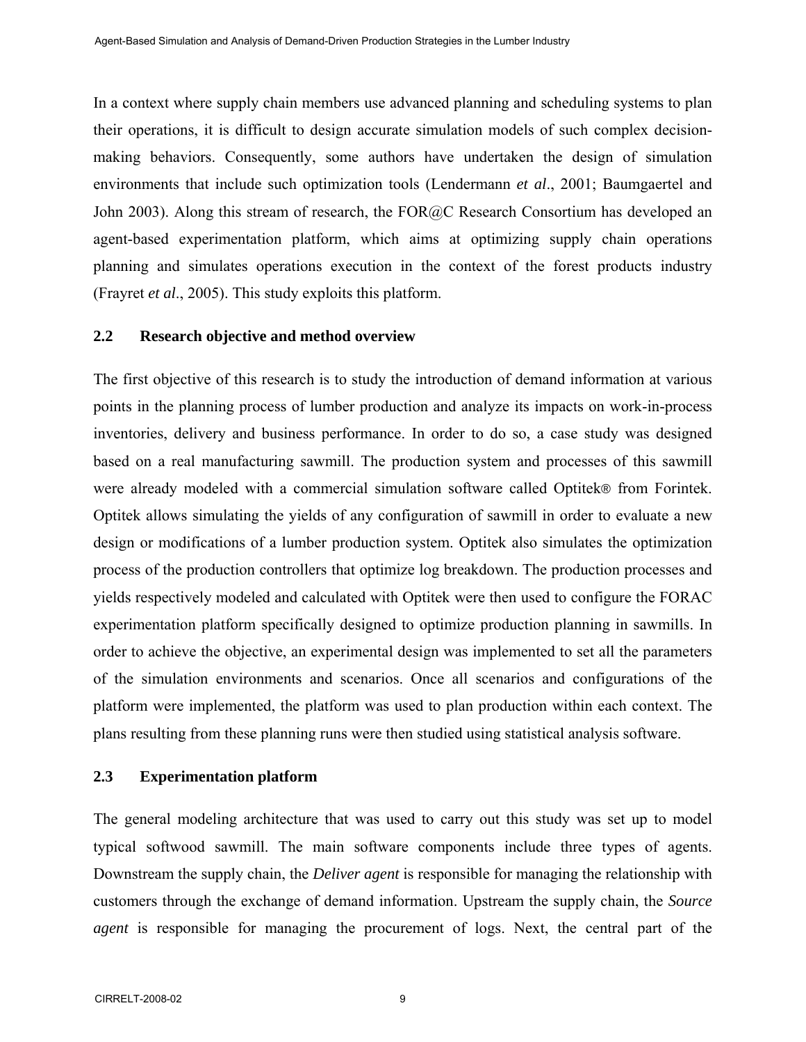In a context where supply chain members use advanced planning and scheduling systems to plan their operations, it is difficult to design accurate simulation models of such complex decision-making behaviors. Consequently, some authors have undertaken the design of simulation environments that include such optimization tools (Lendermann *et al*., 2001; Baumgaertel and John 2003). Along this stream of research, the FOR@C Research Consortium has developed an agent-based experimentation platform, which aims at optimizing supply chain operations planning and simulates operations execution in the context of the forest products industry (Frayret *et al*., 2005). This study exploits this platform.

### 2.2 Research objective and method overview

The first objective of this research is to study the introduction of demand information at various points in the planning process of lumber production and analyze its impacts on work-in-process inventories, delivery and business performance. In order to do so, a case study was designed based on a real manufacturing sawmill. The production system and processes of this sawmill were already modeled with a commercial simulation software called Optitek® from Forintek. Optitek allows simulating the yields of any configuration of sawmill in order to evaluate a new design or modifications of a lumber production system. Optitek also simulates the optimization process of the production controllers that optimize log breakdown. The production processes and yields respectively modeled and calculated with Optitek were then used to configure the FORAC experimentation platform specifically designed to optimize production planning in sawmills. In order to achieve the objective, an experimental design was implemented to set all the parameters of the simulation environments and scenarios. Once all scenarios and configurations of the platform were implemented, the platform was used to plan production within each context. The plans resulting from these planning runs were then studied using statistical analysis software.

### 2.3 Experimentation platform

The general modeling architecture that was used to carry out this study was set up to model typical softwood sawmill. The main software components include three types of agents. Downstream the supply chain, the *Deliver agent* is responsible for managing the relationship with customers through the exchange of demand information. Upstream the supply chain, the *Source agent* is responsible for managing the procurement of logs. Next, the central part of the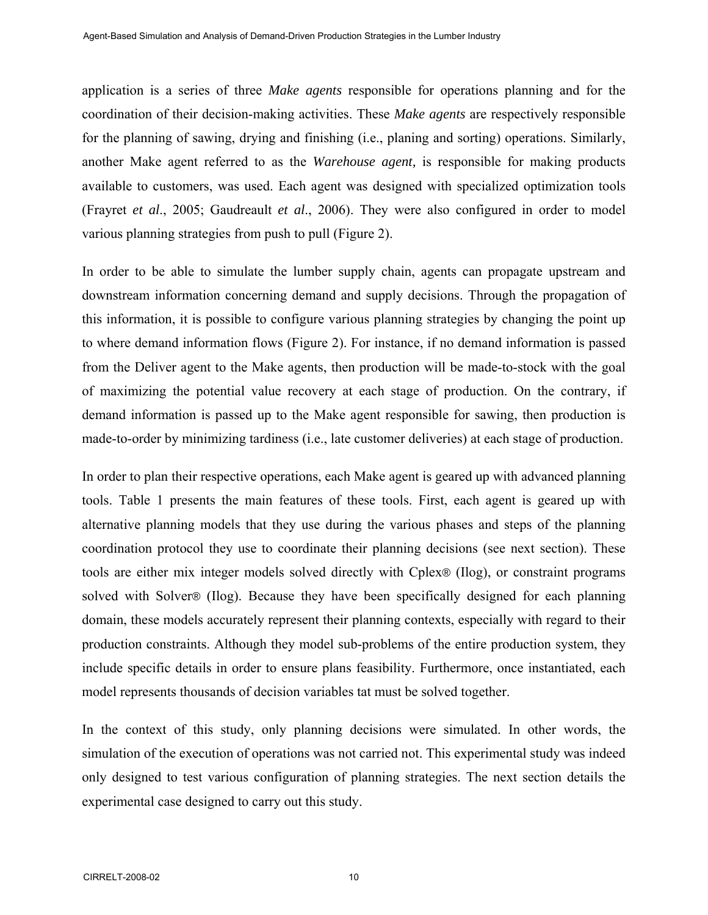application is a series of three *Make agents* responsible for operations planning and for the coordination of their decision-making activities. These *Make agents* are respectively responsible for the planning of sawing, drying and finishing (i.e., planing and sorting) operations. Similarly, another Make agent referred to as the *Warehouse agent,* is responsible for making products available to customers, was used. Each agent was designed with specialized optimization tools (Frayret *et al*., 2005; Gaudreault *et al*., 2006). They were also configured in order to model various planning strategies from push to pull (Figure 2).

In order to be able to simulate the lumber supply chain, agents can propagate upstream and downstream information concerning demand and supply decisions. Through the propagation of this information, it is possible to configure various planning strategies by changing the point up to where demand information flows (Figure 2). For instance, if no demand information is passed from the Deliver agent to the Make agents, then production will be made-to-stock with the goal of maximizing the potential value recovery at each stage of production. On the contrary, if demand information is passed up to the Make agent responsible for sawing, then production is made-to-order by minimizing tardiness (i.e., late customer deliveries) at each stage of production.

In order to plan their respective operations, each Make agent is geared up with advanced planning tools. Table 1 presents the main features of these tools. First, each agent is geared up with alternative planning models that they use during the various phases and steps of the planning coordination protocol they use to coordinate their planning decisions (see next section). These tools are either mix integer models solved directly with Cplex® (Ilog), or constraint programs solved with Solver® (Ilog). Because they have been specifically designed for each planning domain, these models accurately represent their planning contexts, especially with regard to their production constraints. Although they model sub-problems of the entire production system, they include specific details in order to ensure plans feasibility. Furthermore, once instantiated, each model represents thousands of decision variables tat must be solved together.

In the context of this study, only planning decisions were simulated. In other words, the simulation of the execution of operations was not carried not. This experimental study was indeed only designed to test various configuration of planning strategies. The next section details the experimental case designed to carry out this study.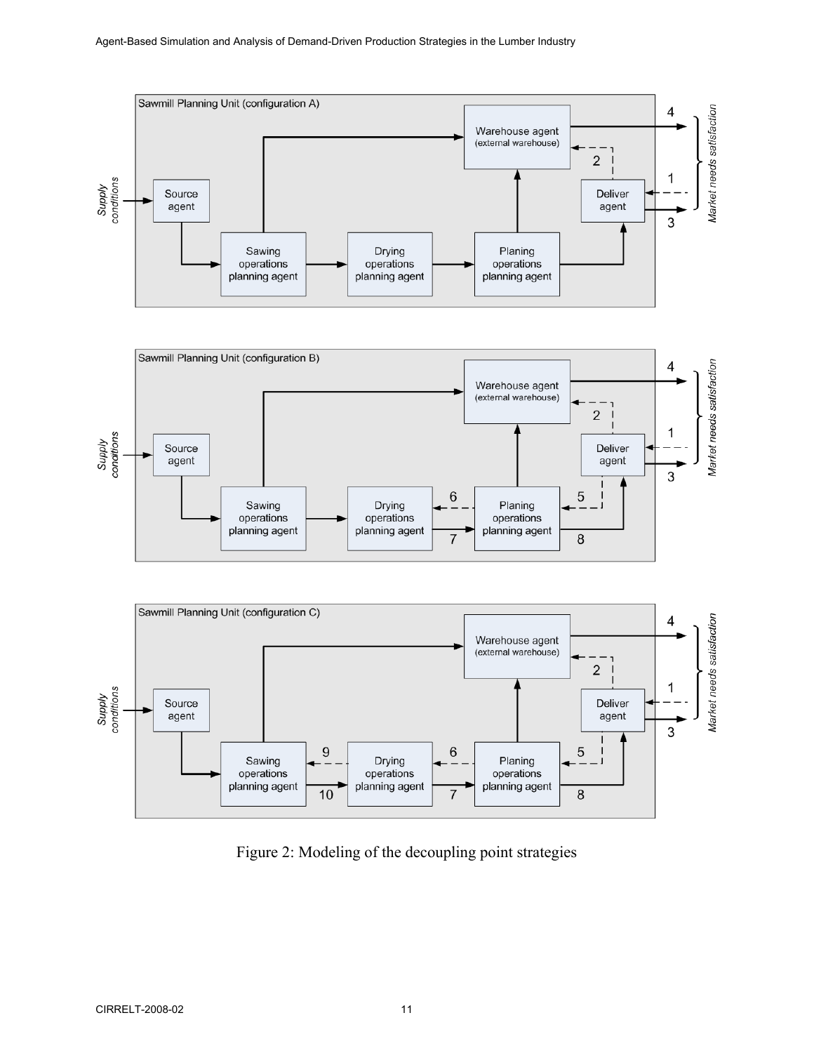Figure 2: Modeling of the decoupling point strategies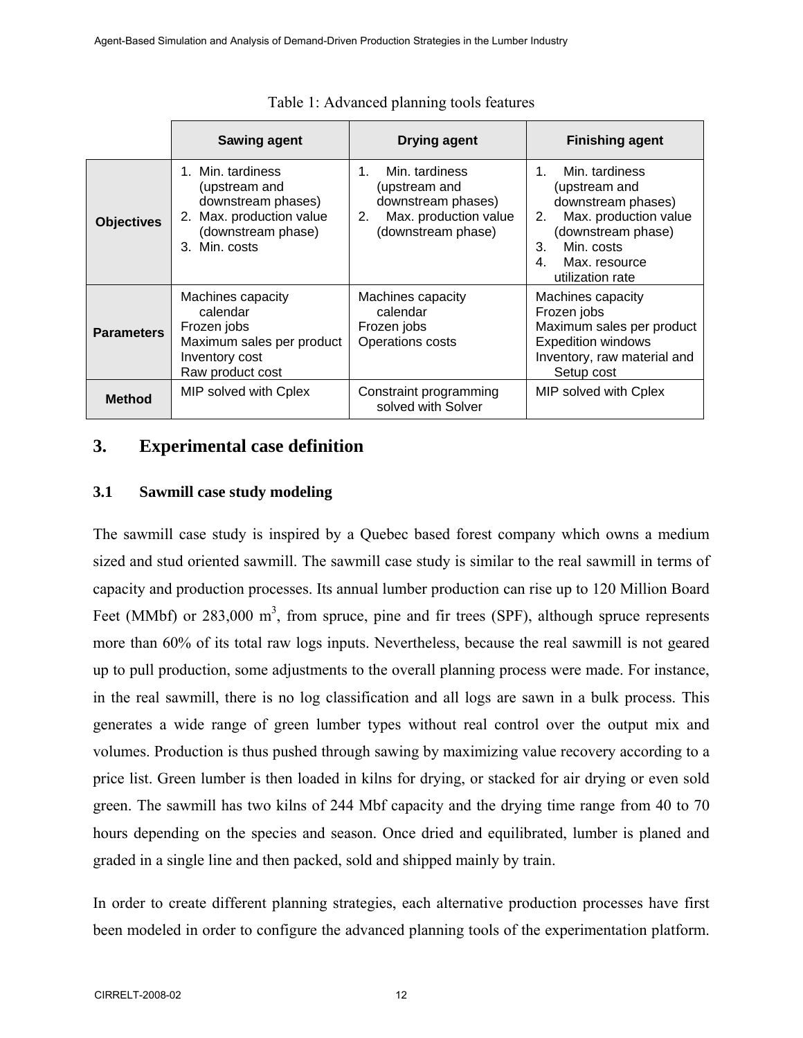Table 1: Advanced planning tools features

| | Sawing agent | Drying agent | Finishing agent |
|---|---|---|---|
| **Objectives** | 1. Min. tardiness (upstream and downstream phases)<br>2. Max. production value (downstream phase)<br>3. Min. costs | 1. Min. tardiness (upstream and downstream phases)<br>2. Max. production value (downstream phase) | 1. Min. tardiness (upstream and downstream phases)<br>2. Max. production value (downstream phase)<br>3. Min. costs<br>4. Max. resource utilization rate |
| **Parameters** | Machines capacity calendar<br>Frozen jobs<br>Maximum sales per product<br>Inventory cost<br>Raw product cost | Machines capacity calendar<br>Frozen jobs<br>Operations costs | Machines capacity<br>Frozen jobs<br>Maximum sales per product<br>Expedition windows<br>Inventory, raw material and Setup cost |
| **Method** | MIP solved with Cplex | Constraint programming solved with Solver | MIP solved with Cplex |

# 3. Experimental case definition

## 3.1 Sawmill case study modeling

The sawmill case study is inspired by a Quebec based forest company which owns a medium sized and stud oriented sawmill. The sawmill case study is similar to the real sawmill in terms of capacity and production processes. Its annual lumber production can rise up to 120 Million Board Feet (MMbf) or 283,000 $m^3$, from spruce, pine and fir trees (SPF), although spruce represents more than 60% of its total raw logs inputs. Nevertheless, because the real sawmill is not geared up to pull production, some adjustments to the overall planning process were made. For instance, in the real sawmill, there is no log classification and all logs are sawn in a bulk process. This generates a wide range of green lumber types without real control over the output mix and volumes. Production is thus pushed through sawing by maximizing value recovery according to a price list. Green lumber is then loaded in kilns for drying, or stacked for air drying or even sold green. The sawmill has two kilns of 244 Mbf capacity and the drying time range from 40 to 70 hours depending on the species and season. Once dried and equilibrated, lumber is planed and graded in a single line and then packed, sold and shipped mainly by train.

In order to create different planning strategies, each alternative production processes have first been modeled in order to configure the advanced planning tools of the experimentation platform.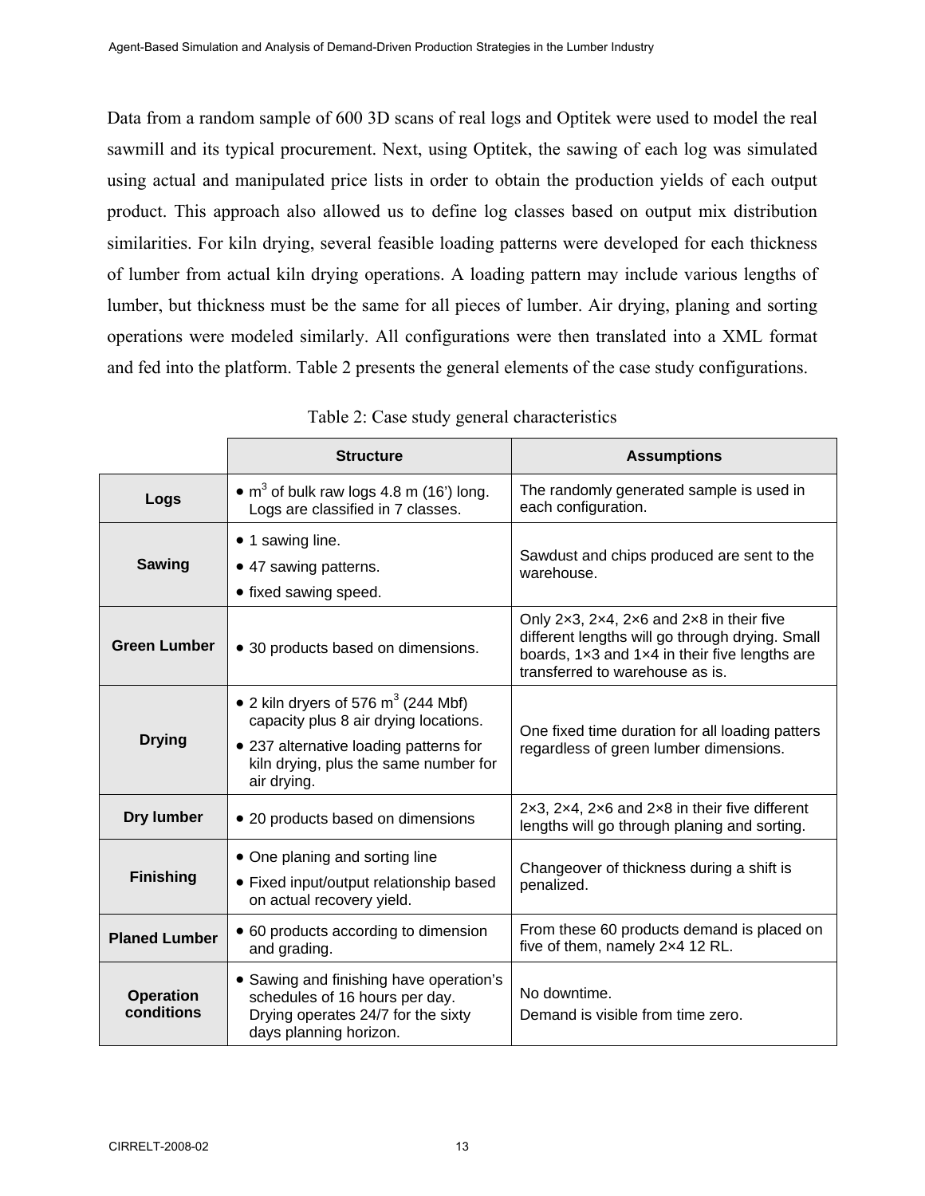Data from a random sample of 600 3D scans of real logs and Optitek were used to model the real sawmill and its typical procurement. Next, using Optitek, the sawing of each log was simulated using actual and manipulated price lists in order to obtain the production yields of each output product. This approach also allowed us to define log classes based on output mix distribution similarities. For kiln drying, several feasible loading patterns were developed for each thickness of lumber from actual kiln drying operations. A loading pattern may include various lengths of lumber, but thickness must be the same for all pieces of lumber. Air drying, planing and sorting operations were modeled similarly. All configurations were then translated into a XML format and fed into the platform. Table 2 presents the general elements of the case study configurations.

Table 2: Case study general characteristics

| | Structure | Assumptions |
|---|---|---|
| **Logs** | • $m^3$ of bulk raw logs 4.8 m (16') long. Logs are classified in 7 classes. | The randomly generated sample is used in each configuration. |
| **Sawing** | • 1 sawing line.<br>• 47 sawing patterns.<br>• fixed sawing speed. | Sawdust and chips produced are sent to the warehouse. |
| **Green Lumber** | • 30 products based on dimensions. | Only 2×3, 2×4, 2×6 and 2×8 in their five different lengths will go through drying. Small boards, 1×3 and 1×4 in their five lengths are transferred to warehouse as is. |
| **Drying** | • 2 kiln dryers of 576 $m^3$ (244 Mbf) capacity plus 8 air drying locations.<br>• 237 alternative loading patterns for kiln drying, plus the same number for air drying. | One fixed time duration for all loading patters regardless of green lumber dimensions. |
| **Dry lumber** | • 20 products based on dimensions | 2×3, 2×4, 2×6 and 2×8 in their five different lengths will go through planing and sorting. |
| **Finishing** | • One planing and sorting line<br>• Fixed input/output relationship based on actual recovery yield. | Changeover of thickness during a shift is penalized. |
| **Planed Lumber** | • 60 products according to dimension and grading. | From these 60 products demand is placed on five of them, namely 2×4 12 RL. |
| **Operation conditions** | • Sawing and finishing have operation's schedules of 16 hours per day. Drying operates 24/7 for the sixty days planning horizon. | No downtime.<br>Demand is visible from time zero. |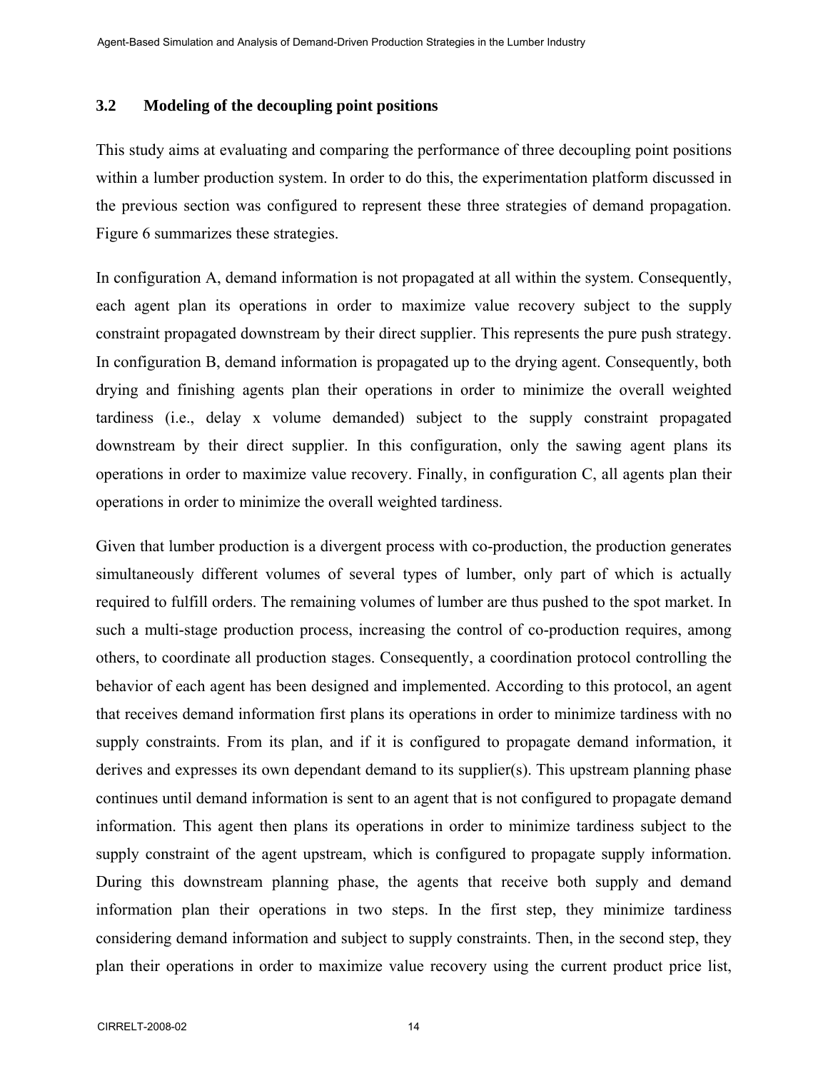### 3.2 Modeling of the decoupling point positions

This study aims at evaluating and comparing the performance of three decoupling point positions within a lumber production system. In order to do this, the experimentation platform discussed in the previous section was configured to represent these three strategies of demand propagation. Figure 6 summarizes these strategies.

In configuration A, demand information is not propagated at all within the system. Consequently, each agent plan its operations in order to maximize value recovery subject to the supply constraint propagated downstream by their direct supplier. This represents the pure push strategy. In configuration B, demand information is propagated up to the drying agent. Consequently, both drying and finishing agents plan their operations in order to minimize the overall weighted tardiness (i.e., delay x volume demanded) subject to the supply constraint propagated downstream by their direct supplier. In this configuration, only the sawing agent plans its operations in order to maximize value recovery. Finally, in configuration C, all agents plan their operations in order to minimize the overall weighted tardiness.

Given that lumber production is a divergent process with co-production, the production generates simultaneously different volumes of several types of lumber, only part of which is actually required to fulfill orders. The remaining volumes of lumber are thus pushed to the spot market. In such a multi-stage production process, increasing the control of co-production requires, among others, to coordinate all production stages. Consequently, a coordination protocol controlling the behavior of each agent has been designed and implemented. According to this protocol, an agent that receives demand information first plans its operations in order to minimize tardiness with no supply constraints. From its plan, and if it is configured to propagate demand information, it derives and expresses its own dependant demand to its supplier(s). This upstream planning phase continues until demand information is sent to an agent that is not configured to propagate demand information. This agent then plans its operations in order to minimize tardiness subject to the supply constraint of the agent upstream, which is configured to propagate supply information. During this downstream planning phase, the agents that receive both supply and demand information plan their operations in two steps. In the first step, they minimize tardiness considering demand information and subject to supply constraints. Then, in the second step, they plan their operations in order to maximize value recovery using the current product price list,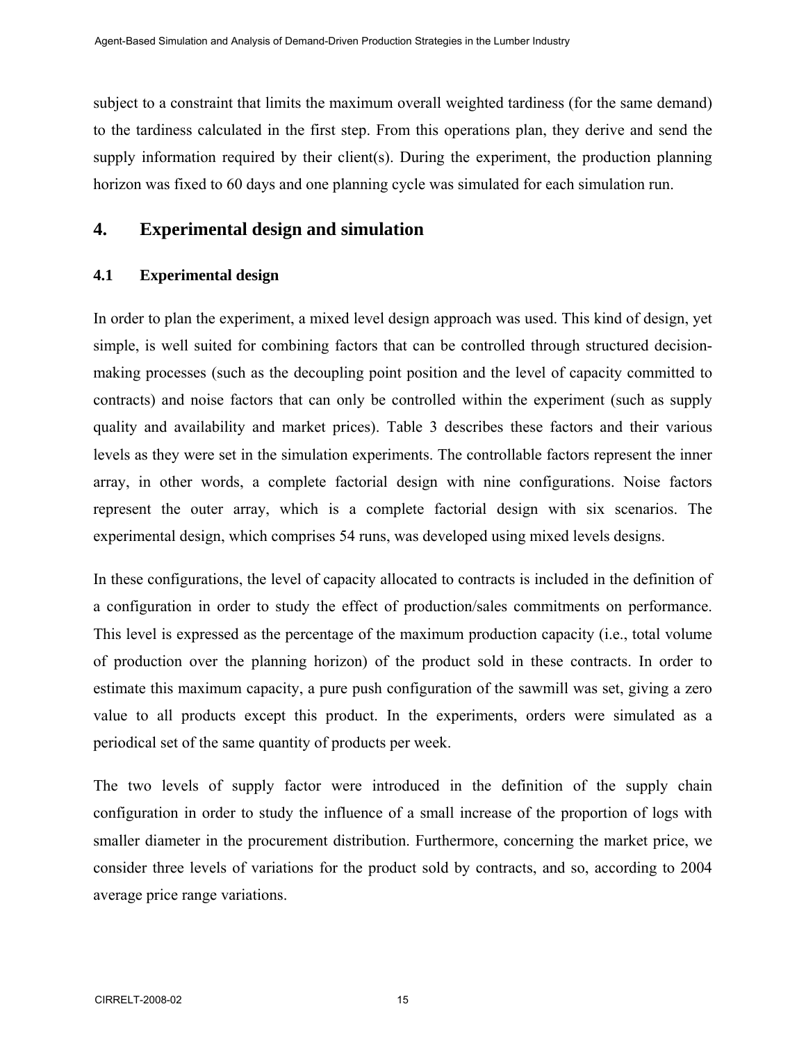subject to a constraint that limits the maximum overall weighted tardiness (for the same demand) to the tardiness calculated in the first step. From this operations plan, they derive and send the supply information required by their client(s). During the experiment, the production planning horizon was fixed to 60 days and one planning cycle was simulated for each simulation run.

# 4. Experimental design and simulation

## 4.1 Experimental design

In order to plan the experiment, a mixed level design approach was used. This kind of design, yet simple, is well suited for combining factors that can be controlled through structured decision-making processes (such as the decoupling point position and the level of capacity committed to contracts) and noise factors that can only be controlled within the experiment (such as supply quality and availability and market prices). Table 3 describes these factors and their various levels as they were set in the simulation experiments. The controllable factors represent the inner array, in other words, a complete factorial design with nine configurations. Noise factors represent the outer array, which is a complete factorial design with six scenarios. The experimental design, which comprises 54 runs, was developed using mixed levels designs.

In these configurations, the level of capacity allocated to contracts is included in the definition of a configuration in order to study the effect of production/sales commitments on performance. This level is expressed as the percentage of the maximum production capacity (i.e., total volume of production over the planning horizon) of the product sold in these contracts. In order to estimate this maximum capacity, a pure push configuration of the sawmill was set, giving a zero value to all products except this product. In the experiments, orders were simulated as a periodical set of the same quantity of products per week.

The two levels of supply factor were introduced in the definition of the supply chain configuration in order to study the influence of a small increase of the proportion of logs with smaller diameter in the procurement distribution. Furthermore, concerning the market price, we consider three levels of variations for the product sold by contracts, and so, according to 2004 average price range variations.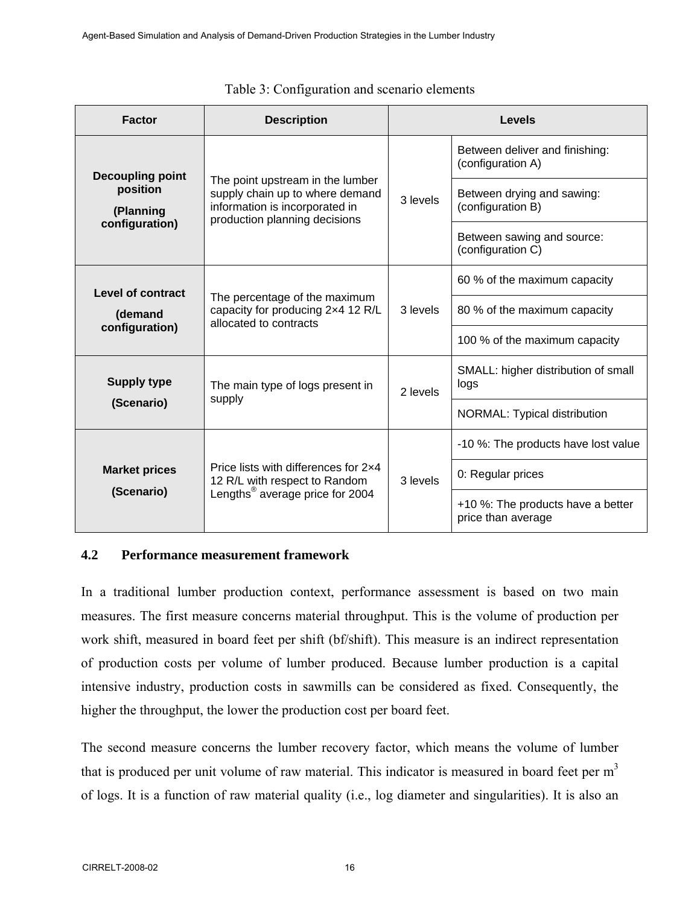Table 3: Configuration and scenario elements

| Factor | Description | Levels | |
|---|---|---|---|
| **Decoupling point position** **(Planning configuration)** | The point upstream in the lumber supply chain up to where demand information is incorporated in production planning decisions | 3 levels | Between deliver and finishing: (configuration A) |
| | | | Between drying and sawing: (configuration B) |
| | | | Between sawing and source: (configuration C) |
| **Level of contract** **(demand configuration)** | The percentage of the maximum capacity for producing 2×4 12 R/L allocated to contracts | 3 levels | 60 % of the maximum capacity |
| | | | 80 % of the maximum capacity |
| | | | 100 % of the maximum capacity |
| **Supply type** **(Scenario)** | The main type of logs present in supply | 2 levels | SMALL: higher distribution of small logs |
| | | | NORMAL: Typical distribution |
| **Market prices** **(Scenario)** | Price lists with differences for 2×4 12 R/L with respect to Random Lengths® average price for 2004 | 3 levels | -10 %: The products have lost value |
| | | | 0: Regular prices |
| | | | +10 %: The products have a better price than average |

### 4.2 Performance measurement framework

In a traditional lumber production context, performance assessment is based on two main measures. The first measure concerns material throughput. This is the volume of production per work shift, measured in board feet per shift (bf/shift). This measure is an indirect representation of production costs per volume of lumber produced. Because lumber production is a capital intensive industry, production costs in sawmills can be considered as fixed. Consequently, the higher the throughput, the lower the production cost per board feet.

The second measure concerns the lumber recovery factor, which means the volume of lumber that is produced per unit volume of raw material. This indicator is measured in board feet per $m^3$ of logs. It is a function of raw material quality (i.e., log diameter and singularities). It is also an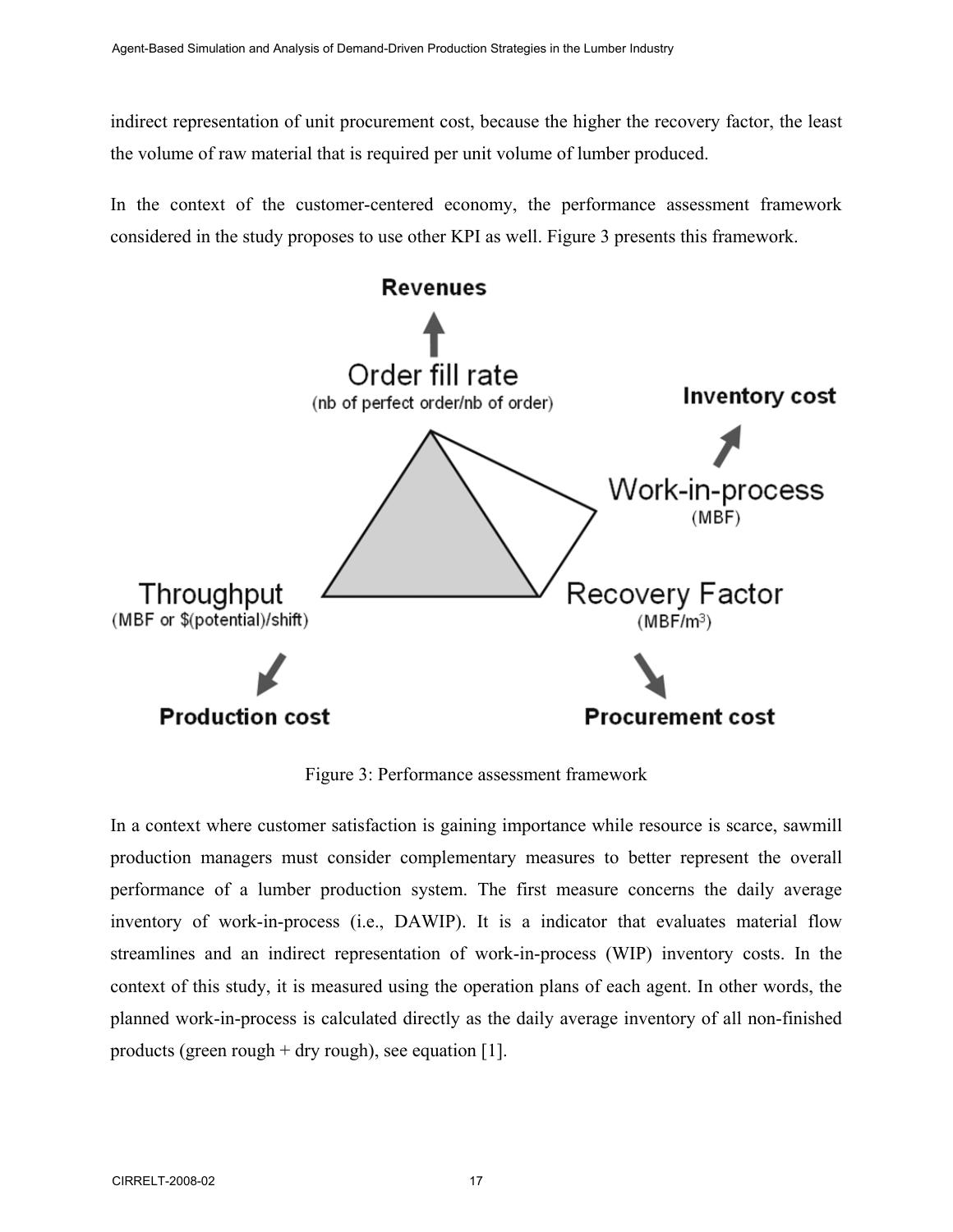indirect representation of unit procurement cost, because the higher the recovery factor, the least the volume of raw material that is required per unit volume of lumber produced.

In the context of the customer-centered economy, the performance assessment framework considered in the study proposes to use other KPI as well. Figure 3 presents this framework.

Figure 3: Performance assessment framework

In a context where customer satisfaction is gaining importance while resource is scarce, sawmill production managers must consider complementary measures to better represent the overall performance of a lumber production system. The first measure concerns the daily average inventory of work-in-process (i.e., DAWIP). It is a indicator that evaluates material flow streamlines and an indirect representation of work-in-process (WIP) inventory costs. In the context of this study, it is measured using the operation plans of each agent. In other words, the planned work-in-process is calculated directly as the daily average inventory of all non-finished products (green rough + dry rough), see equation [1].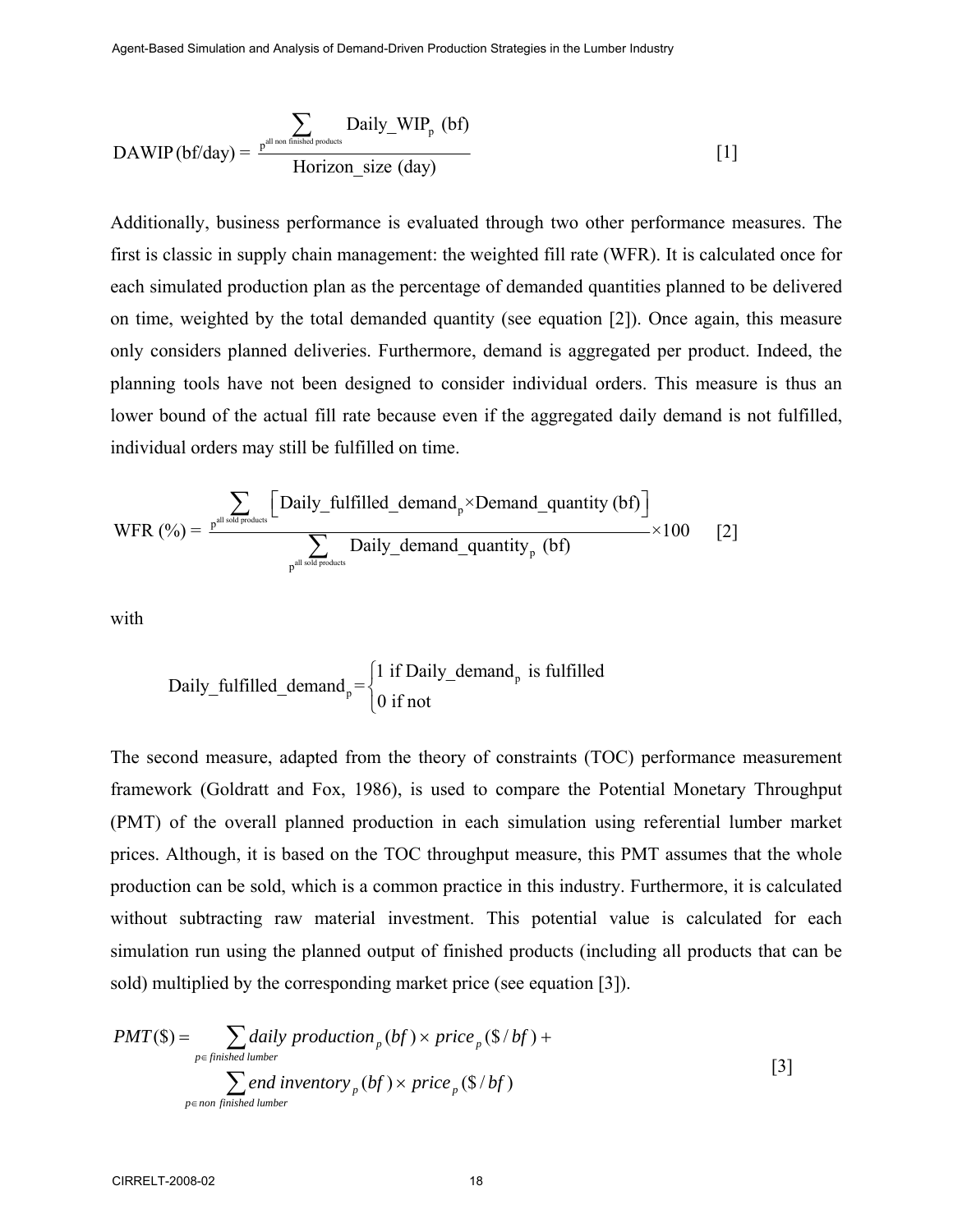$$\text{DAWIP (bf/day)} = \frac{\sum_{\text{p}^{\text{all non finished products}}} \text{Daily\_WIP}_{\text{p}} \text{ (bf)}}{\text{Horizon\_size (day)}} \qquad [1]$$

Additionally, business performance is evaluated through two other performance measures. The first is classic in supply chain management: the weighted fill rate (WFR). It is calculated once for each simulated production plan as the percentage of demanded quantities planned to be delivered on time, weighted by the total demanded quantity (see equation [2]). Once again, this measure only considers planned deliveries. Furthermore, demand is aggregated per product. Indeed, the planning tools have not been designed to consider individual orders. This measure is thus an lower bound of the actual fill rate because even if the aggregated daily demand is not fulfilled, individual orders may still be fulfilled on time.

$$\text{WFR (\%)} = \frac{\sum_{\text{p}^{\text{all sold products}}} \left[ \text{Daily\_fulfilled\_demand}_{\text{p}} \times \text{Demand\_quantity (bf)} \right]}{\sum_{\text{p}^{\text{all sold products}}} \text{Daily\_demand\_quantity}_{\text{p}} \text{ (bf)}} \times 100 \qquad [2]$$

with

$$\text{Daily\_fulfilled\_demand}_{\text{p}} = \begin{cases} 1 \text{ if Daily\_demand}_{\text{p}} \text{ is fulfilled} \\ 0 \text{ if not} \end{cases}$$

The second measure, adapted from the theory of constraints (TOC) performance measurement framework (Goldratt and Fox, 1986), is used to compare the Potential Monetary Throughput (PMT) of the overall planned production in each simulation using referential lumber market prices. Although, it is based on the TOC throughput measure, this PMT assumes that the whole production can be sold, which is a common practice in this industry. Furthermore, it is calculated without subtracting raw material investment. This potential value is calculated for each simulation run using the planned output of finished products (including all products that can be sold) multiplied by the corresponding market price (see equation [3]).

$$\begin{aligned} PMT(\$) = & \sum_{p \in \textit{finished lumber}} \textit{daily production}_p (bf) \times \textit{price}_p (\$/bf) + \\ & \sum_{p \in \textit{non finished lumber}} \textit{end inventory}_p (bf) \times \textit{price}_p (\$/bf) \end{aligned} \qquad [3]$$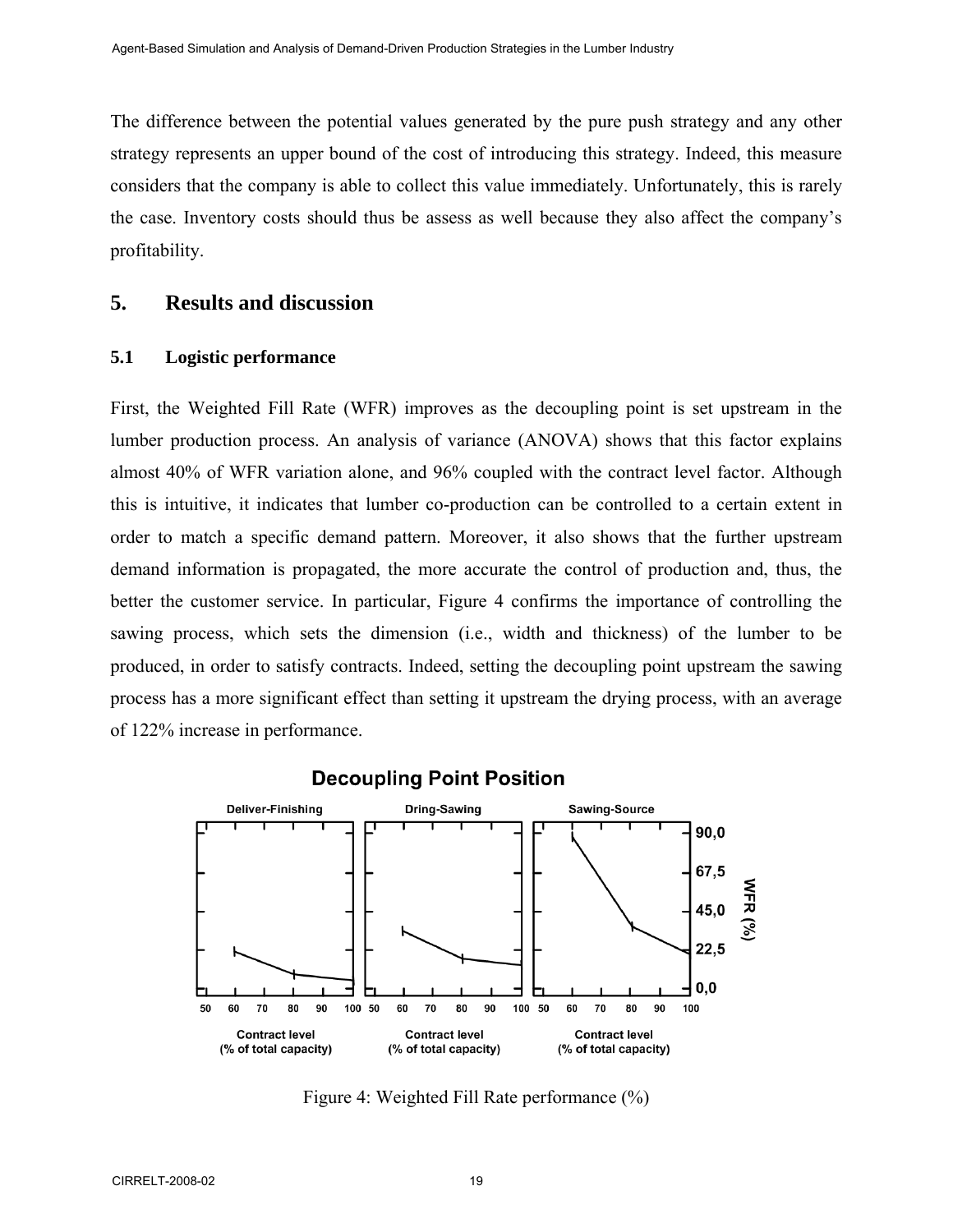The difference between the potential values generated by the pure push strategy and any other strategy represents an upper bound of the cost of introducing this strategy. Indeed, this measure considers that the company is able to collect this value immediately. Unfortunately, this is rarely the case. Inventory costs should thus be assess as well because they also affect the company's profitability.

## 5. Results and discussion

### 5.1 Logistic performance

First, the Weighted Fill Rate (WFR) improves as the decoupling point is set upstream in the lumber production process. An analysis of variance (ANOVA) shows that this factor explains almost 40% of WFR variation alone, and 96% coupled with the contract level factor. Although this is intuitive, it indicates that lumber co-production can be controlled to a certain extent in order to match a specific demand pattern. Moreover, it also shows that the further upstream demand information is propagated, the more accurate the control of production and, thus, the better the customer service. In particular, Figure 4 confirms the importance of controlling the sawing process, which sets the dimension (i.e., width and thickness) of the lumber to be produced, in order to satisfy contracts. Indeed, setting the decoupling point upstream the sawing process has a more significant effect than setting it upstream the drying process, with an average of 122% increase in performance.

Figure 4: Weighted Fill Rate performance (%)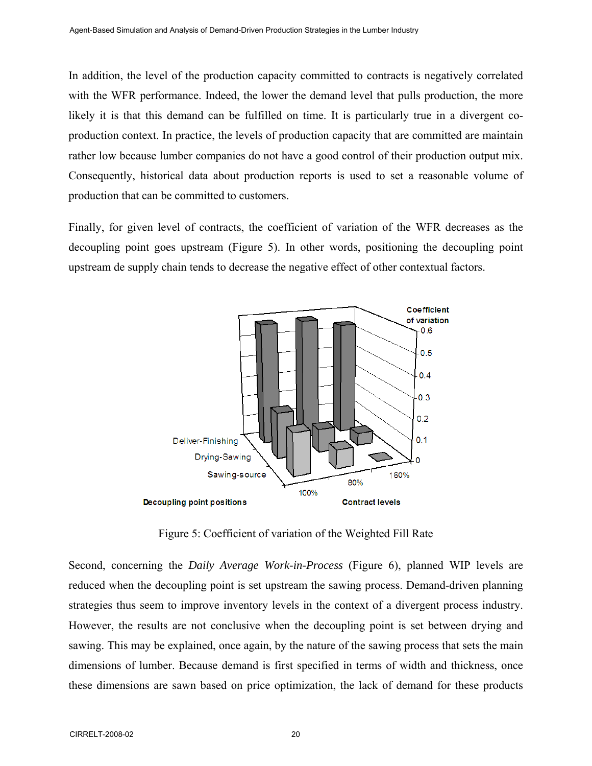In addition, the level of the production capacity committed to contracts is negatively correlated with the WFR performance. Indeed, the lower the demand level that pulls production, the more likely it is that this demand can be fulfilled on time. It is particularly true in a divergent co-production context. In practice, the levels of production capacity that are committed are maintain rather low because lumber companies do not have a good control of their production output mix. Consequently, historical data about production reports is used to set a reasonable volume of production that can be committed to customers.

Finally, for given level of contracts, the coefficient of variation of the WFR decreases as the decoupling point goes upstream (Figure 5). In other words, positioning the decoupling point upstream de supply chain tends to decrease the negative effect of other contextual factors.

Figure 5: Coefficient of variation of the Weighted Fill Rate

Second, concerning the *Daily Average Work-in-Process* (Figure 6), planned WIP levels are reduced when the decoupling point is set upstream the sawing process. Demand-driven planning strategies thus seem to improve inventory levels in the context of a divergent process industry. However, the results are not conclusive when the decoupling point is set between drying and sawing. This may be explained, once again, by the nature of the sawing process that sets the main dimensions of lumber. Because demand is first specified in terms of width and thickness, once these dimensions are sawn based on price optimization, the lack of demand for these products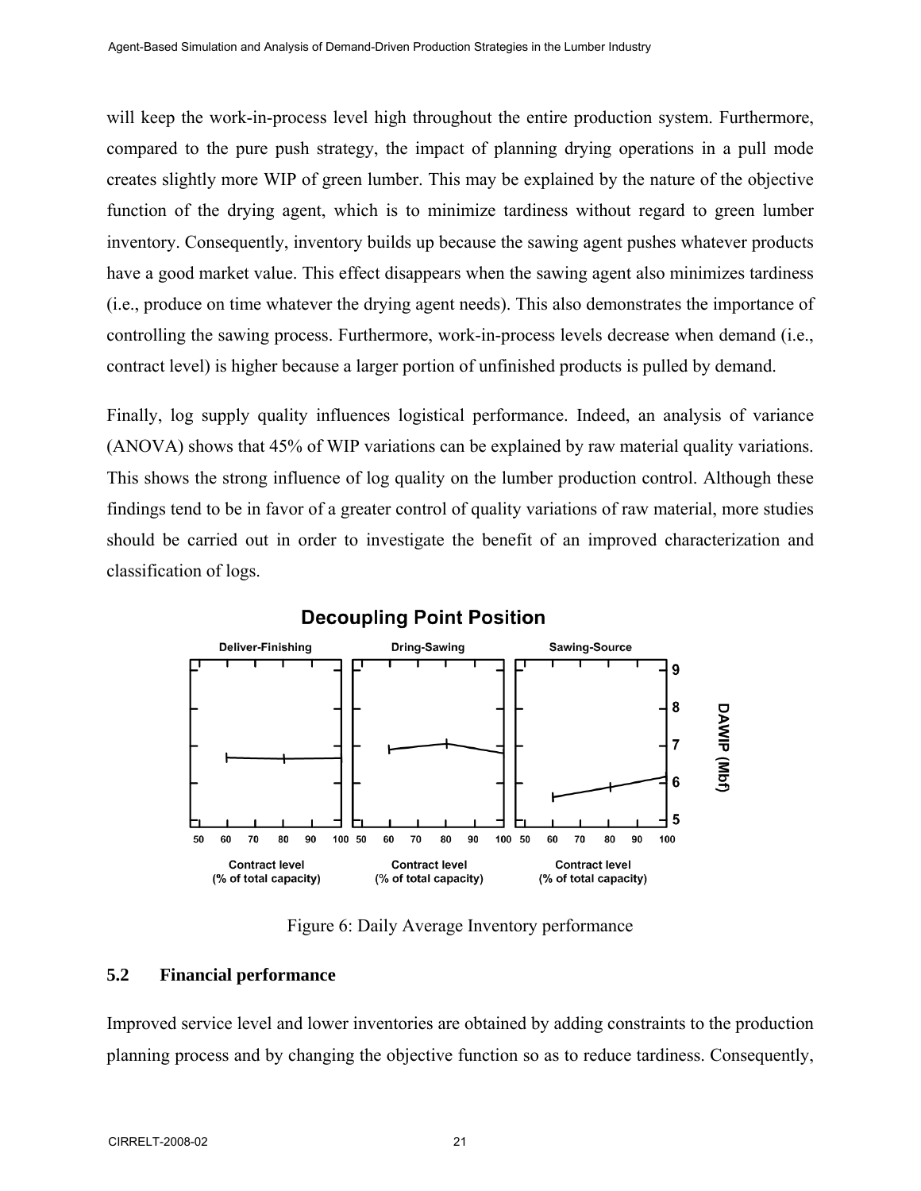will keep the work-in-process level high throughout the entire production system. Furthermore, compared to the pure push strategy, the impact of planning drying operations in a pull mode creates slightly more WIP of green lumber. This may be explained by the nature of the objective function of the drying agent, which is to minimize tardiness without regard to green lumber inventory. Consequently, inventory builds up because the sawing agent pushes whatever products have a good market value. This effect disappears when the sawing agent also minimizes tardiness (i.e., produce on time whatever the drying agent needs). This also demonstrates the importance of controlling the sawing process. Furthermore, work-in-process levels decrease when demand (i.e., contract level) is higher because a larger portion of unfinished products is pulled by demand.

Finally, log supply quality influences logistical performance. Indeed, an analysis of variance (ANOVA) shows that 45% of WIP variations can be explained by raw material quality variations. This shows the strong influence of log quality on the lumber production control. Although these findings tend to be in favor of a greater control of quality variations of raw material, more studies should be carried out in order to investigate the benefit of an improved characterization and classification of logs.

Figure 6: Daily Average Inventory performance

## 5.2 Financial performance

Improved service level and lower inventories are obtained by adding constraints to the production planning process and by changing the objective function so as to reduce tardiness. Consequently,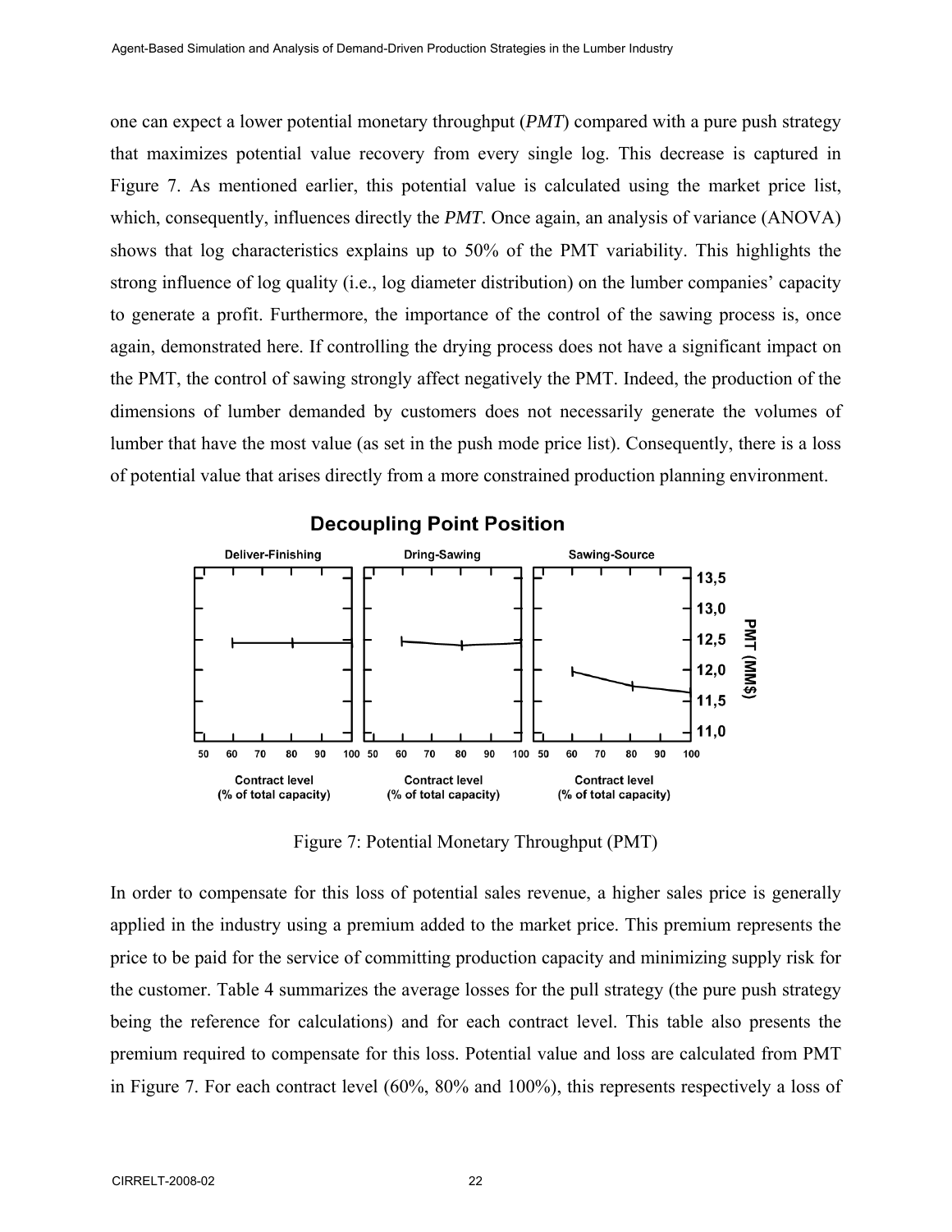one can expect a lower potential monetary throughput (*PMT*) compared with a pure push strategy that maximizes potential value recovery from every single log. This decrease is captured in Figure 7. As mentioned earlier, this potential value is calculated using the market price list, which, consequently, influences directly the *PMT*. Once again, an analysis of variance (ANOVA) shows that log characteristics explains up to 50% of the PMT variability. This highlights the strong influence of log quality (i.e., log diameter distribution) on the lumber companies' capacity to generate a profit. Furthermore, the importance of the control of the sawing process is, once again, demonstrated here. If controlling the drying process does not have a significant impact on the PMT, the control of sawing strongly affect negatively the PMT. Indeed, the production of the dimensions of lumber demanded by customers does not necessarily generate the volumes of lumber that have the most value (as set in the push mode price list). Consequently, there is a loss of potential value that arises directly from a more constrained production planning environment.

Figure 7: Potential Monetary Throughput (PMT)

In order to compensate for this loss of potential sales revenue, a higher sales price is generally applied in the industry using a premium added to the market price. This premium represents the price to be paid for the service of committing production capacity and minimizing supply risk for the customer. Table 4 summarizes the average losses for the pull strategy (the pure push strategy being the reference for calculations) and for each contract level. This table also presents the premium required to compensate for this loss. Potential value and loss are calculated from PMT in Figure 7. For each contract level (60%, 80% and 100%), this represents respectively a loss of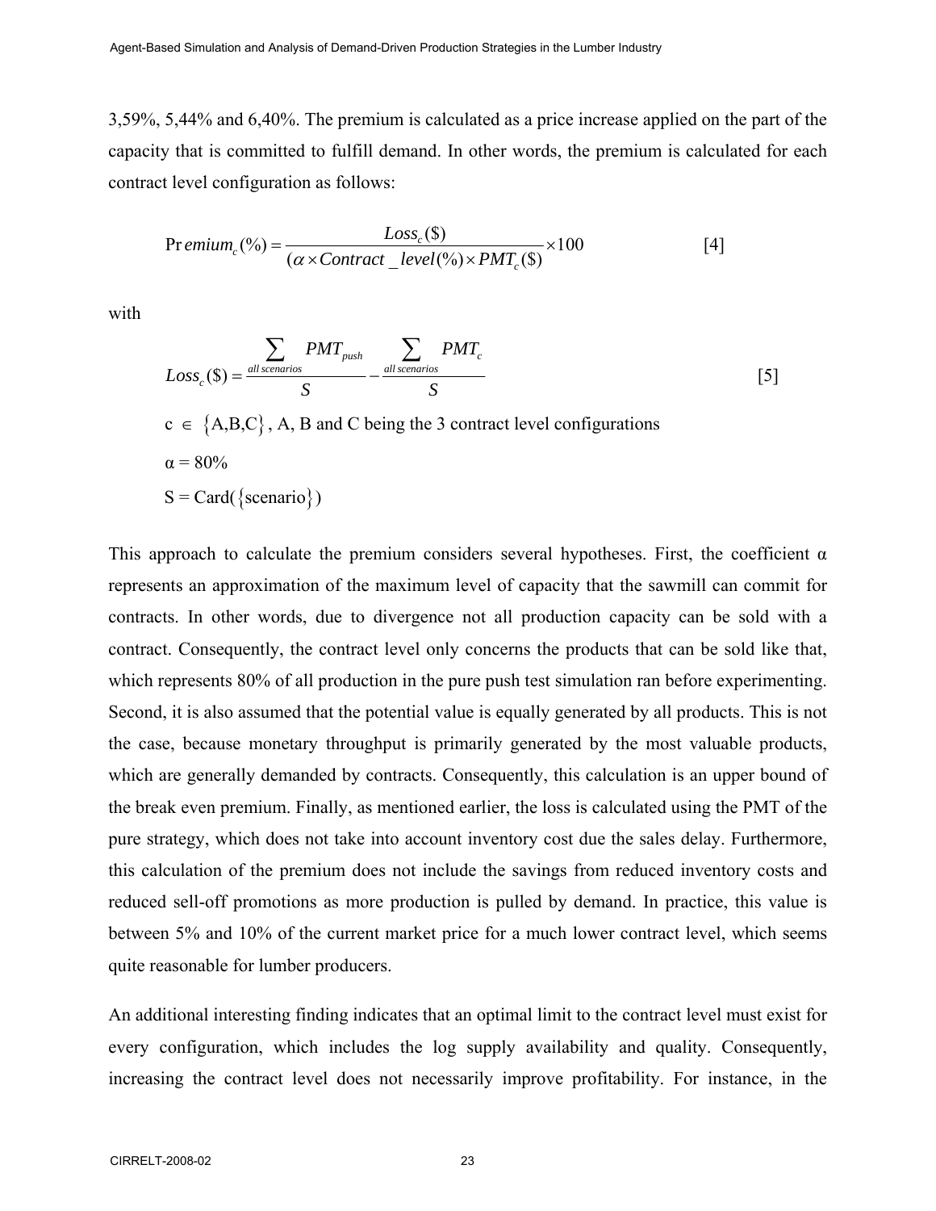3,59%, 5,44% and 6,40%. The premium is calculated as a price increase applied on the part of the capacity that is committed to fulfill demand. In other words, the premium is calculated for each contract level configuration as follows:

$$\text{Premium}_c(\%) = \frac{Loss_c(\$)}{(\alpha \times Contract\_level(\%) \times PMT_c(\$)} \times 100 \qquad [4]$$

with

$$Loss_c(\$) = \frac{\sum_{all\ scenarios} PMT_{push}}{S} - \frac{\sum_{all\ scenarios} PMT_c}{S} \qquad [5]$$

$c \in \{A,B,C\}$, A, B and C being the 3 contract level configurations

$\alpha = 80\%$

$S = \text{Card}(\{\text{scenario}\})$

This approach to calculate the premium considers several hypotheses. First, the coefficient $\alpha$ represents an approximation of the maximum level of capacity that the sawmill can commit for contracts. In other words, due to divergence not all production capacity can be sold with a contract. Consequently, the contract level only concerns the products that can be sold like that, which represents 80% of all production in the pure push test simulation ran before experimenting. Second, it is also assumed that the potential value is equally generated by all products. This is not the case, because monetary throughput is primarily generated by the most valuable products, which are generally demanded by contracts. Consequently, this calculation is an upper bound of the break even premium. Finally, as mentioned earlier, the loss is calculated using the PMT of the pure strategy, which does not take into account inventory cost due the sales delay. Furthermore, this calculation of the premium does not include the savings from reduced inventory costs and reduced sell-off promotions as more production is pulled by demand. In practice, this value is between 5% and 10% of the current market price for a much lower contract level, which seems quite reasonable for lumber producers.

An additional interesting finding indicates that an optimal limit to the contract level must exist for every configuration, which includes the log supply availability and quality. Consequently, increasing the contract level does not necessarily improve profitability. For instance, in the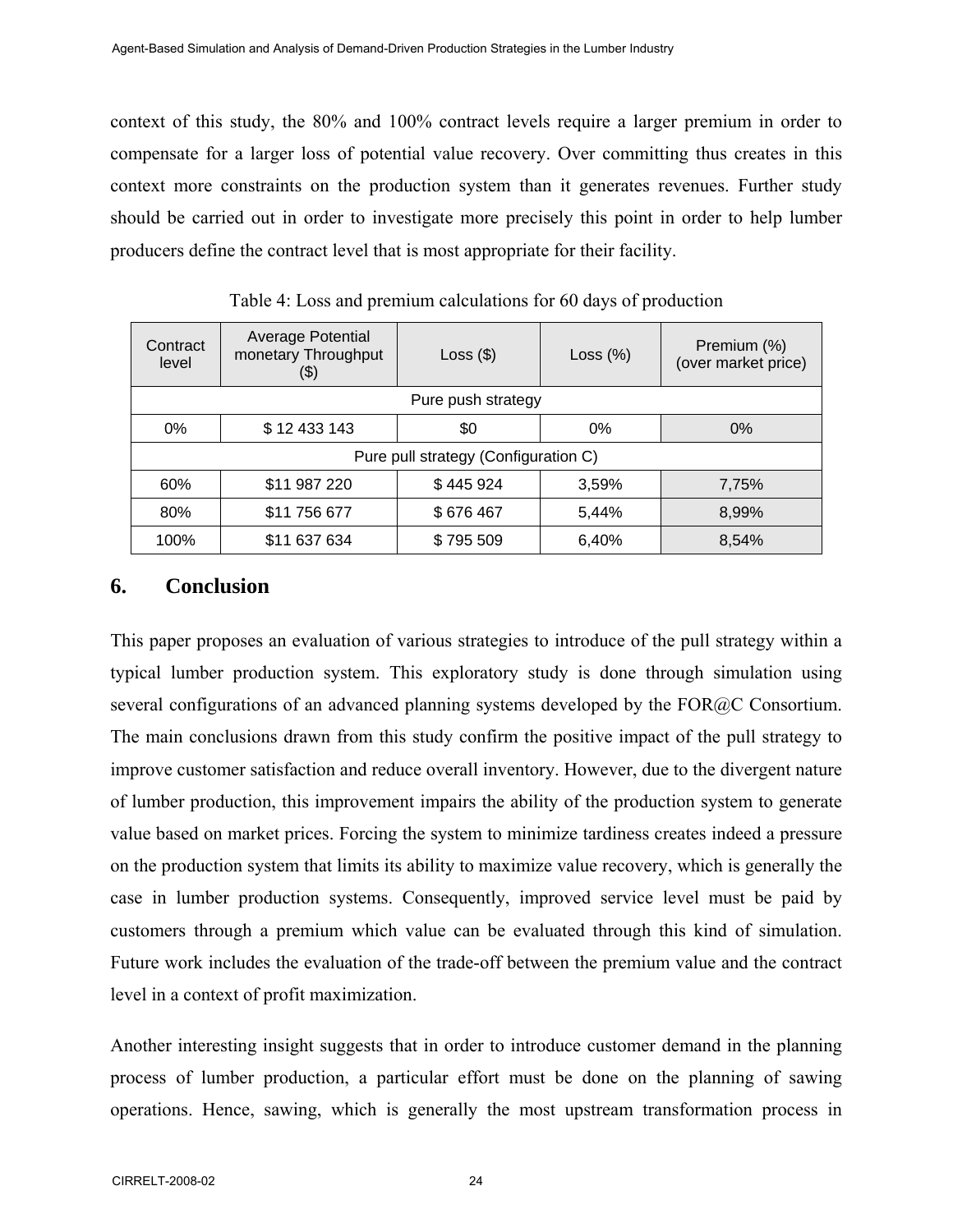context of this study, the 80% and 100% contract levels require a larger premium in order to compensate for a larger loss of potential value recovery. Over committing thus creates in this context more constraints on the production system than it generates revenues. Further study should be carried out in order to investigate more precisely this point in order to help lumber producers define the contract level that is most appropriate for their facility.

Table 4: Loss and premium calculations for 60 days of production

| Contract level | Average Potential monetary Throughput ($) | Loss ($) | Loss (%) | Premium (%) (over market price) |
|---|---|---|---|---|
| Pure push strategy | | | | |
| 0% | $ 12 433 143 | $0 | 0% | 0% |
| Pure pull strategy (Configuration C) | | | | |
| 60% | $11 987 220 | $ 445 924 | 3,59% | 7,75% |
| 80% | $11 756 677 | $ 676 467 | 5,44% | 8,99% |
| 100% | $11 637 634 | $ 795 509 | 6,40% | 8,54% |

## 6. Conclusion

This paper proposes an evaluation of various strategies to introduce of the pull strategy within a typical lumber production system. This exploratory study is done through simulation using several configurations of an advanced planning systems developed by the FOR@C Consortium. The main conclusions drawn from this study confirm the positive impact of the pull strategy to improve customer satisfaction and reduce overall inventory. However, due to the divergent nature of lumber production, this improvement impairs the ability of the production system to generate value based on market prices. Forcing the system to minimize tardiness creates indeed a pressure on the production system that limits its ability to maximize value recovery, which is generally the case in lumber production systems. Consequently, improved service level must be paid by customers through a premium which value can be evaluated through this kind of simulation. Future work includes the evaluation of the trade-off between the premium value and the contract level in a context of profit maximization.

Another interesting insight suggests that in order to introduce customer demand in the planning process of lumber production, a particular effort must be done on the planning of sawing operations. Hence, sawing, which is generally the most upstream transformation process in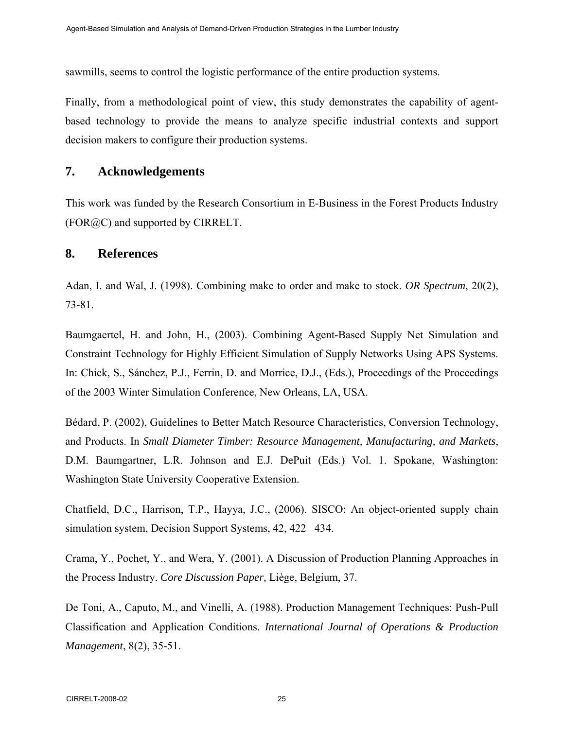sawmills, seems to control the logistic performance of the entire production systems.

Finally, from a methodological point of view, this study demonstrates the capability of agent-based technology to provide the means to analyze specific industrial contexts and support decision makers to configure their production systems.

## 7. Acknowledgements

This work was funded by the Research Consortium in E-Business in the Forest Products Industry (FOR@C) and supported by CIRRELT.

## 8. References

Adan, I. and Wal, J. (1998). Combining make to order and make to stock. *OR Spectrum*, 20(2), 73-81.

Baumgaertel, H. and John, H., (2003). Combining Agent-Based Supply Net Simulation and Constraint Technology for Highly Efficient Simulation of Supply Networks Using APS Systems. In: Chick, S., Sánchez, P.J., Ferrin, D. and Morrice, D.J., (Eds.), Proceedings of the Proceedings of the 2003 Winter Simulation Conference, New Orleans, LA, USA.

Bédard, P. (2002), Guidelines to Better Match Resource Characteristics, Conversion Technology, and Products. In *Small Diameter Timber: Resource Management, Manufacturing, and Markets*, D.M. Baumgartner, L.R. Johnson and E.J. DePuit (Eds.) Vol. 1. Spokane, Washington: Washington State University Cooperative Extension.

Chatfield, D.C., Harrison, T.P., Hayya, J.C., (2006). SISCO: An object-oriented supply chain simulation system, Decision Support Systems, 42, 422– 434.

Crama, Y., Pochet, Y., and Wera, Y. (2001). A Discussion of Production Planning Approaches in the Process Industry. *Core Discussion Paper,* Liège, Belgium, 37.

De Toni, A., Caputo, M., and Vinelli, A. (1988). Production Management Techniques: Push-Pull Classification and Application Conditions. *International Journal of Operations & Production Management*, 8(2), 35-51.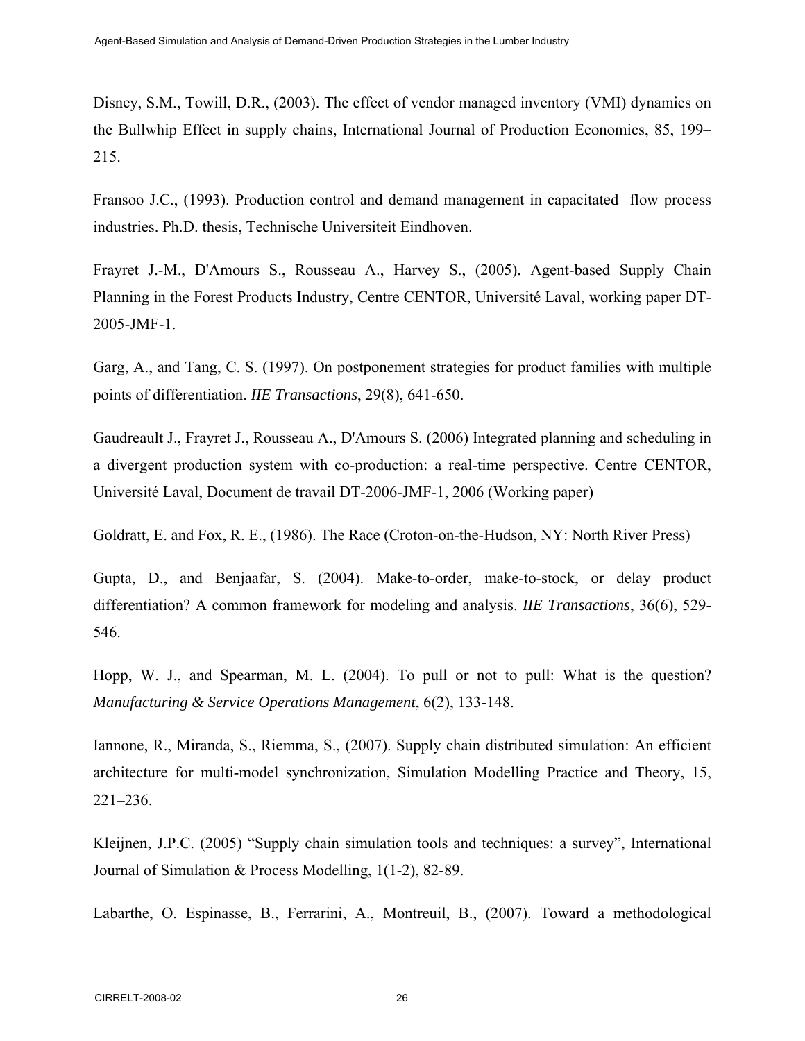Disney, S.M., Towill, D.R., (2003). The effect of vendor managed inventory (VMI) dynamics on the Bullwhip Effect in supply chains, International Journal of Production Economics, 85, 199–215.

Fransoo J.C., (1993). Production control and demand management in capacitated flow process industries. Ph.D. thesis, Technische Universiteit Eindhoven.

Frayret J.-M., D'Amours S., Rousseau A., Harvey S., (2005). Agent-based Supply Chain Planning in the Forest Products Industry, Centre CENTOR, Université Laval, working paper DT-2005-JMF-1.

Garg, A., and Tang, C. S. (1997). On postponement strategies for product families with multiple points of differentiation. *IIE Transactions*, 29(8), 641-650.

Gaudreault J., Frayret J., Rousseau A., D'Amours S. (2006) Integrated planning and scheduling in a divergent production system with co-production: a real-time perspective. Centre CENTOR, Université Laval, Document de travail DT-2006-JMF-1, 2006 (Working paper)

Goldratt, E. and Fox, R. E., (1986). The Race (Croton-on-the-Hudson, NY: North River Press)

Gupta, D., and Benjaafar, S. (2004). Make-to-order, make-to-stock, or delay product differentiation? A common framework for modeling and analysis. *IIE Transactions*, 36(6), 529-546.

Hopp, W. J., and Spearman, M. L. (2004). To pull or not to pull: What is the question? *Manufacturing & Service Operations Management*, 6(2), 133-148.

Iannone, R., Miranda, S., Riemma, S., (2007). Supply chain distributed simulation: An efficient architecture for multi-model synchronization, Simulation Modelling Practice and Theory, 15, 221–236.

Kleijnen, J.P.C. (2005) "Supply chain simulation tools and techniques: a survey", International Journal of Simulation & Process Modelling, 1(1-2), 82-89.

Labarthe, O. Espinasse, B., Ferrarini, A., Montreuil, B., (2007). Toward a methodological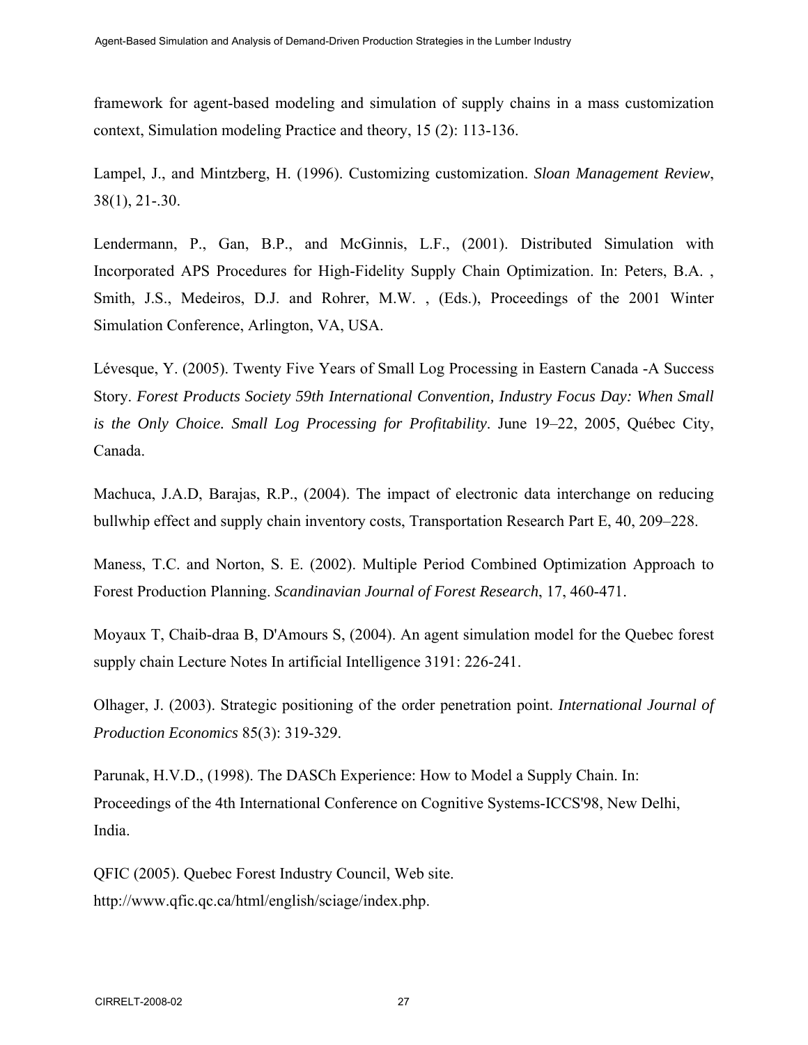framework for agent-based modeling and simulation of supply chains in a mass customization context, Simulation modeling Practice and theory, 15 (2): 113-136.

Lampel, J., and Mintzberg, H. (1996). Customizing customization. *Sloan Management Review*, 38(1), 21-.30.

Lendermann, P., Gan, B.P., and McGinnis, L.F., (2001). Distributed Simulation with Incorporated APS Procedures for High-Fidelity Supply Chain Optimization. In: Peters, B.A. , Smith, J.S., Medeiros, D.J. and Rohrer, M.W. , (Eds.), Proceedings of the 2001 Winter Simulation Conference, Arlington, VA, USA.

Lévesque, Y. (2005). Twenty Five Years of Small Log Processing in Eastern Canada -A Success Story. *Forest Products Society 59th International Convention, Industry Focus Day: When Small is the Only Choice. Small Log Processing for Profitability*. June 19–22, 2005, Québec City, Canada.

Machuca, J.A.D, Barajas, R.P., (2004). The impact of electronic data interchange on reducing bullwhip effect and supply chain inventory costs, Transportation Research Part E, 40, 209–228.

Maness, T.C. and Norton, S. E. (2002). Multiple Period Combined Optimization Approach to Forest Production Planning. *Scandinavian Journal of Forest Research*, 17, 460-471.

Moyaux T, Chaib-draa B, D'Amours S, (2004). An agent simulation model for the Quebec forest supply chain Lecture Notes In artificial Intelligence 3191: 226-241.

Olhager, J. (2003). Strategic positioning of the order penetration point. *International Journal of Production Economics* 85(3): 319-329.

Parunak, H.V.D., (1998). The DASCh Experience: How to Model a Supply Chain. In: Proceedings of the 4th International Conference on Cognitive Systems-ICCS'98, New Delhi, India.

QFIC (2005). Quebec Forest Industry Council, Web site. http://www.qfic.qc.ca/html/english/sciage/index.php.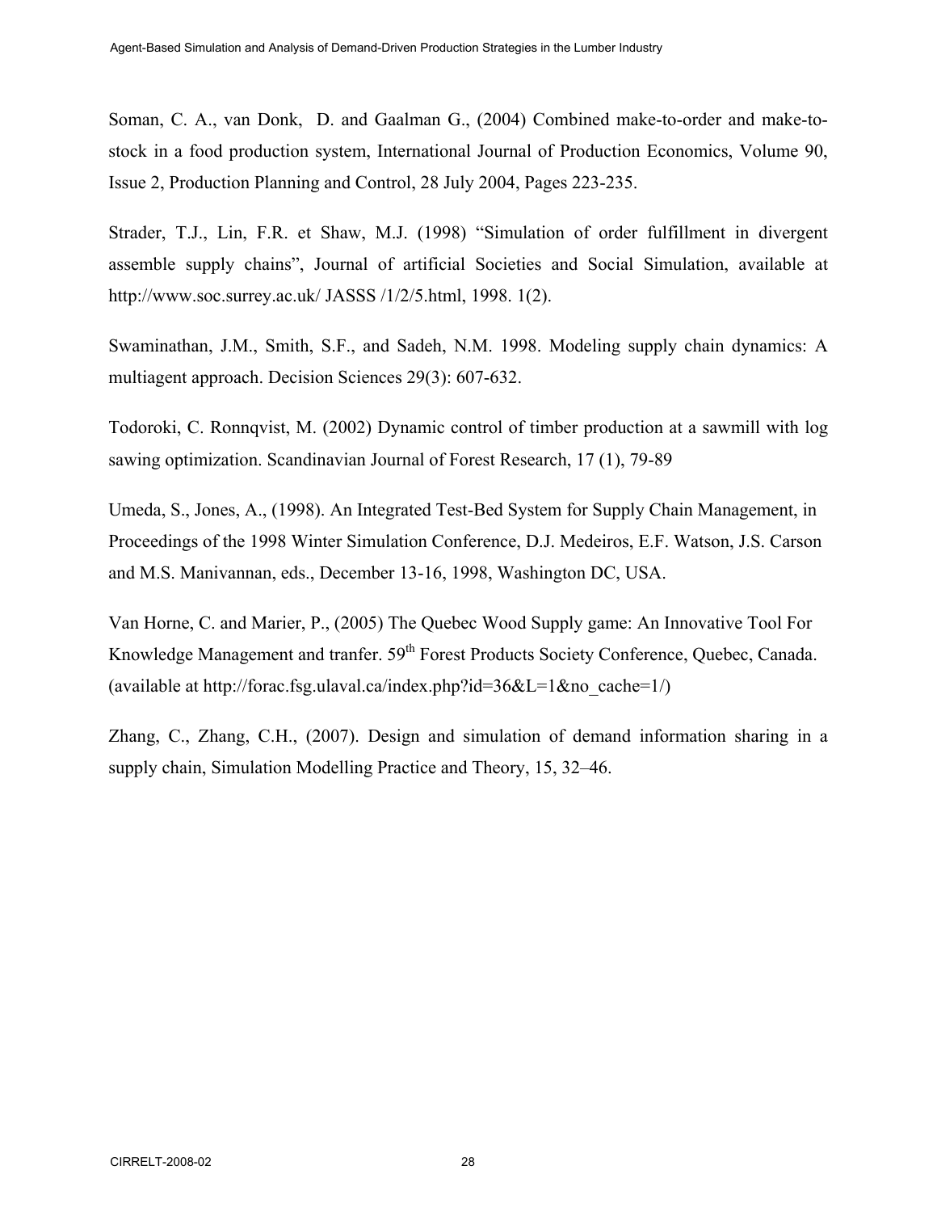Soman, C. A., van Donk, D. and Gaalman G., (2004) Combined make-to-order and make-to-stock in a food production system, International Journal of Production Economics, Volume 90, Issue 2, Production Planning and Control, 28 July 2004, Pages 223-235.

Strader, T.J., Lin, F.R. et Shaw, M.J. (1998) "Simulation of order fulfillment in divergent assemble supply chains", Journal of artificial Societies and Social Simulation, available at http://www.soc.surrey.ac.uk/ JASSS /1/2/5.html, 1998. 1(2).

Swaminathan, J.M., Smith, S.F., and Sadeh, N.M. 1998. Modeling supply chain dynamics: A multiagent approach. Decision Sciences 29(3): 607-632.

Todoroki, C. Ronnqvist, M. (2002) Dynamic control of timber production at a sawmill with log sawing optimization. Scandinavian Journal of Forest Research, 17 (1), 79-89

Umeda, S., Jones, A., (1998). An Integrated Test-Bed System for Supply Chain Management, in Proceedings of the 1998 Winter Simulation Conference, D.J. Medeiros, E.F. Watson, J.S. Carson and M.S. Manivannan, eds., December 13-16, 1998, Washington DC, USA.

Van Horne, C. and Marier, P., (2005) The Quebec Wood Supply game: An Innovative Tool For Knowledge Management and tranfer. 59th Forest Products Society Conference, Quebec, Canada. (available at http://forac.fsg.ulaval.ca/index.php?id=36&L=1&no_cache=1/)

Zhang, C., Zhang, C.H., (2007). Design and simulation of demand information sharing in a supply chain, Simulation Modelling Practice and Theory, 15, 32–46.